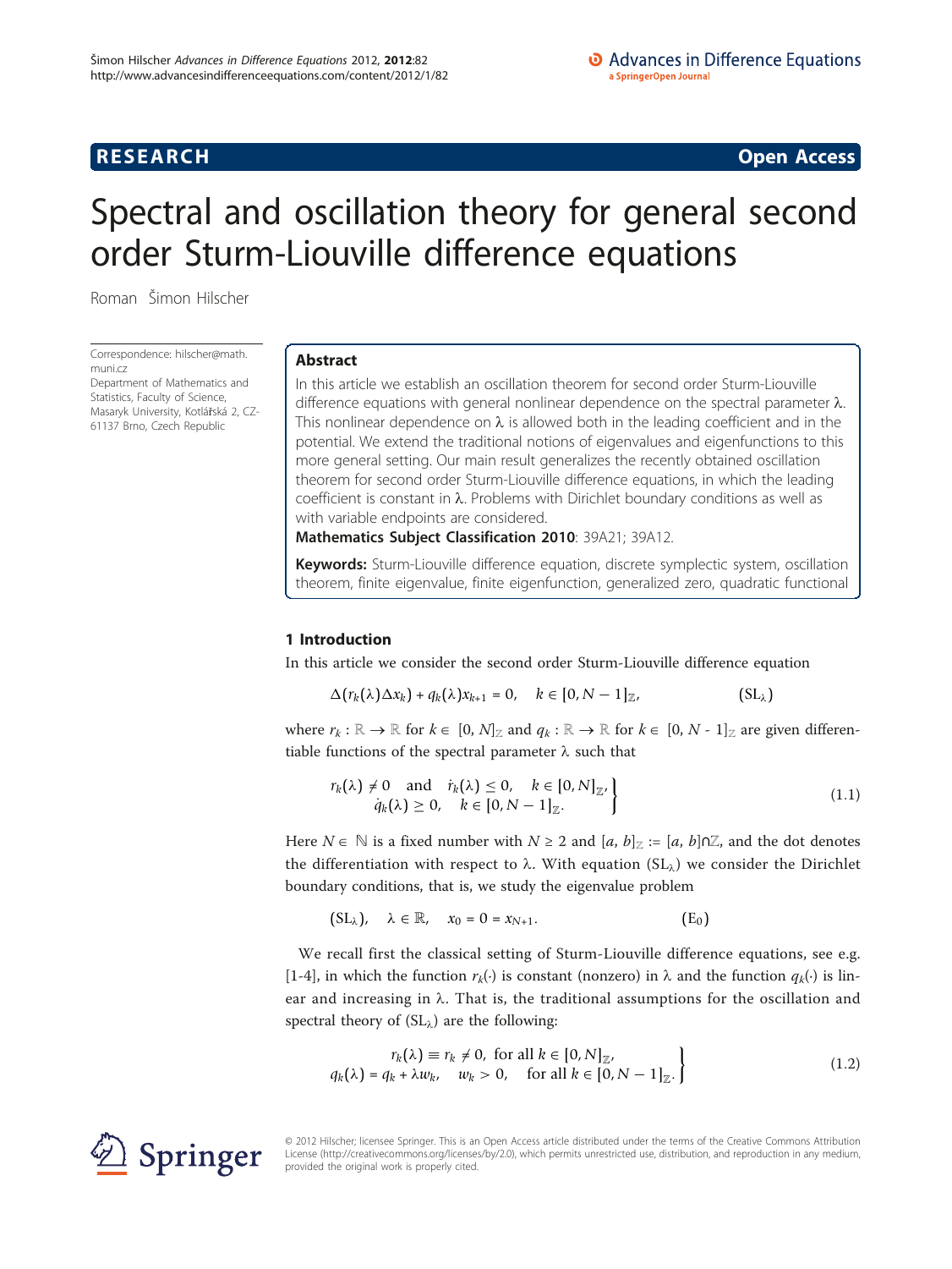**RESEARCH** **Open Access**

# Spectral and oscillation theory for general second order Sturm-Liouville difference equations

Roman Šimon Hilscher

Correspondence: hilscher@math.muni.cz
Department of Mathematics and Statistics, Faculty of Science, Masaryk University, Kotlářská 2, CZ-61137 Brno, Czech Republic

## Abstract

In this article we establish an oscillation theorem for second order Sturm-Liouville difference equations with general nonlinear dependence on the spectral parameter λ. This nonlinear dependence on λ is allowed both in the leading coefficient and in the potential. We extend the traditional notions of eigenvalues and eigenfunctions to this more general setting. Our main result generalizes the recently obtained oscillation theorem for second order Sturm-Liouville difference equations, in which the leading coefficient is constant in λ. Problems with Dirichlet boundary conditions as well as with variable endpoints are considered.

**Mathematics Subject Classification 2010**: 39A21; 39A12.

**Keywords:** Sturm-Liouville difference equation, discrete symplectic system, oscillation theorem, finite eigenvalue, finite eigenfunction, generalized zero, quadratic functional

## 1 Introduction

In this article we consider the second order Sturm-Liouville difference equation

$$\Delta(r_k(\lambda)\Delta x_k) + q_k(\lambda)x_{k+1} = 0, \quad k \in [0, N-1]_{\mathbb{Z}}, \qquad (\text{SL}_\lambda)$$

where $r_k : \mathbb{R} \to \mathbb{R}$ for $k \in [0, N]_{\mathbb{Z}}$ and $q_k : \mathbb{R} \to \mathbb{R}$ for $k \in [0, N-1]_{\mathbb{Z}}$ are given differentiable functions of the spectral parameter λ such that

$$\left.\begin{array}{l} r_k(\lambda) \neq 0 \quad \text{and} \quad \dot{r}_k(\lambda) \leq 0, \quad k \in [0, N]_{\mathbb{Z}}, \\ \dot{q}_k(\lambda) \geq 0, \quad k \in [0, N-1]_{\mathbb{Z}}. \end{array}\right\} \qquad (1.1)$$

Here $N \in \mathbb{N}$ is a fixed number with $N \geq 2$ and $[a, b]_{\mathbb{Z}} := [a, b] \cap \mathbb{Z}$, and the dot denotes the differentiation with respect to λ. With equation $(\text{SL}_\lambda)$ we consider the Dirichlet boundary conditions, that is, we study the eigenvalue problem

$$(\text{SL}_\lambda), \quad \lambda \in \mathbb{R}, \quad x_0 = 0 = x_{N+1}. \qquad (\text{E}_0)$$

We recall first the classical setting of Sturm-Liouville difference equations, see e.g. [1-4], in which the function $r_k(\cdot)$ is constant (nonzero) in λ and the function $q_k(\cdot)$ is linear and increasing in λ. That is, the traditional assumptions for the oscillation and spectral theory of $(\text{SL}_\lambda)$ are the following:

$$\left.\begin{array}{c} r_k(\lambda) \equiv r_k \neq 0, \ \text{for all } k \in [0, N]_{\mathbb{Z}}, \\ q_k(\lambda) = q_k + \lambda w_k, \quad w_k > 0, \quad \text{for all } k \in [0, N-1]_{\mathbb{Z}}. \end{array}\right\} \qquad (1.2)$$

© 2012 Hilscher; licensee Springer. This is an Open Access article distributed under the terms of the Creative Commons Attribution License (http://creativecommons.org/licenses/by/2.0), which permits unrestricted use, distribution, and reproduction in any medium, provided the original work is properly cited.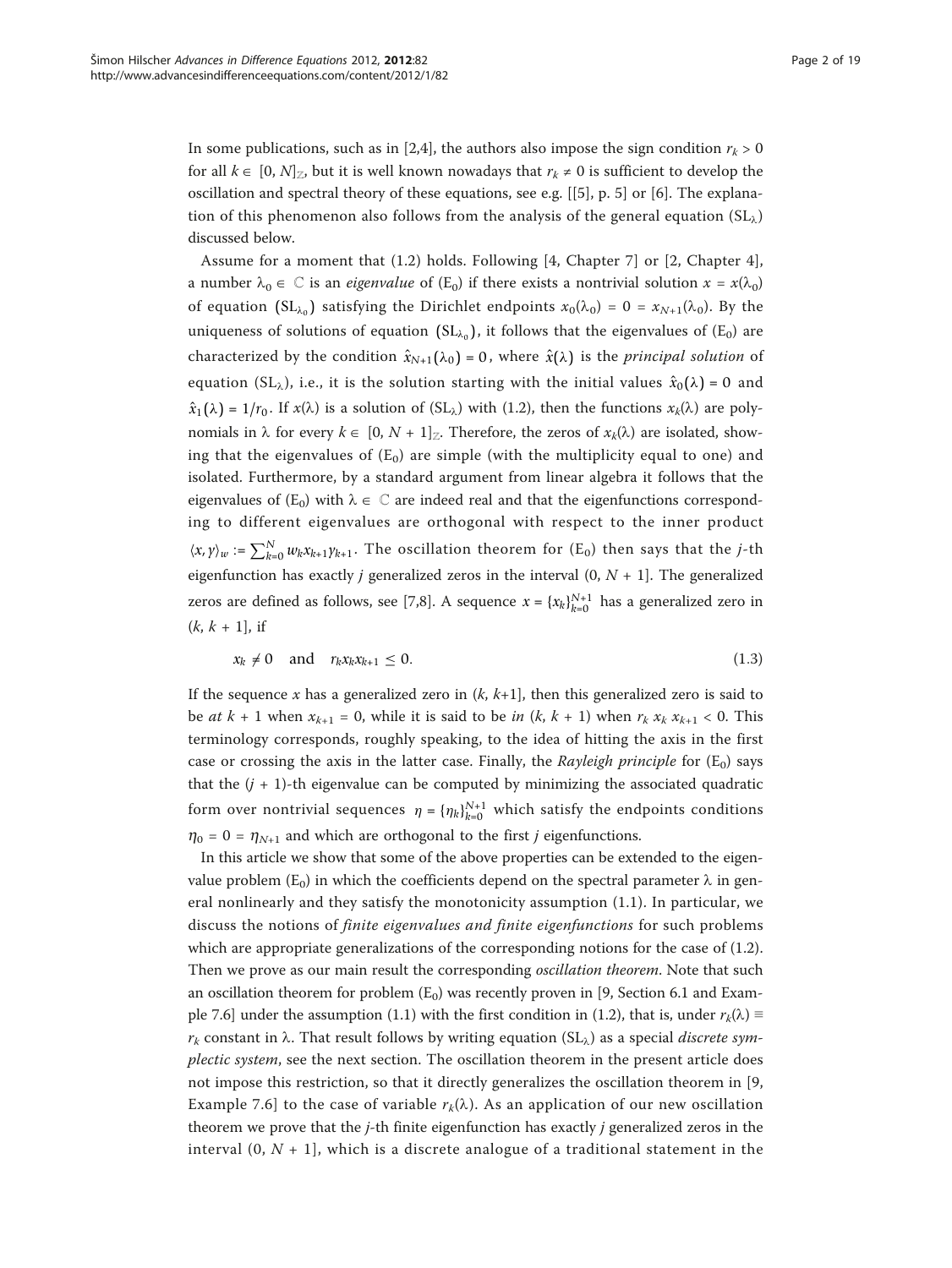In some publications, such as in [2,4], the authors also impose the sign condition $r_k > 0$ for all $k \in [0, N]_{\mathbb{Z}}$, but it is well known nowadays that $r_k \neq 0$ is sufficient to develop the oscillation and spectral theory of these equations, see e.g. [[5], p. 5] or [6]. The explanation of this phenomenon also follows from the analysis of the general equation (SL$_\lambda$) discussed below.

Assume for a moment that (1.2) holds. Following [4, Chapter 7] or [2, Chapter 4], a number $\lambda_0 \in \mathbb{C}$ is an *eigenvalue* of (E$_0$) if there exists a nontrivial solution $x = x(\lambda_0)$ of equation (SL$_{\lambda_0}$) satisfying the Dirichlet endpoints $x_0(\lambda_0) = 0 = x_{N+1}(\lambda_0)$. By the uniqueness of solutions of equation (SL$_{\lambda_0}$), it follows that the eigenvalues of (E$_0$) are characterized by the condition $\hat{x}_{N+1}(\lambda_0) = 0$, where $\hat{x}(\lambda)$ is the *principal solution* of equation (SL$_\lambda$), i.e., it is the solution starting with the initial values $\hat{x}_0(\lambda) = 0$ and $\hat{x}_1(\lambda) = 1/r_0$. If $x(\lambda)$ is a solution of (SL$_\lambda$) with (1.2), then the functions $x_k(\lambda)$ are polynomials in $\lambda$ for every $k \in [0, N+1]_{\mathbb{Z}}$. Therefore, the zeros of $x_k(\lambda)$ are isolated, showing that the eigenvalues of (E$_0$) are simple (with the multiplicity equal to one) and isolated. Furthermore, by a standard argument from linear algebra it follows that the eigenvalues of (E$_0$) with $\lambda \in \mathbb{C}$ are indeed real and that the eigenfunctions corresponding to different eigenvalues are orthogonal with respect to the inner product $\langle x, y \rangle_w := \sum_{k=0}^{N} w_k x_{k+1} y_{k+1}$. The oscillation theorem for (E$_0$) then says that the $j$-th eigenfunction has exactly $j$ generalized zeros in the interval $(0, N+1]$. The generalized zeros are defined as follows, see [7,8]. A sequence $x = \{x_k\}_{k=0}^{N+1}$ has a generalized zero in $(k, k+1]$, if

$$x_k \neq 0 \quad \text{and} \quad r_k x_k x_{k+1} \leq 0. \tag{1.3}$$

If the sequence $x$ has a generalized zero in $(k, k+1]$, then this generalized zero is said to be *at* $k+1$ when $x_{k+1} = 0$, while it is said to be *in* $(k, k+1)$ when $r_k\, x_k\, x_{k+1} < 0$. This terminology corresponds, roughly speaking, to the idea of hitting the axis in the first case or crossing the axis in the latter case. Finally, the *Rayleigh principle* for (E$_0$) says that the $(j+1)$-th eigenvalue can be computed by minimizing the associated quadratic form over nontrivial sequences $\eta = \{\eta_k\}_{k=0}^{N+1}$ which satisfy the endpoints conditions $\eta_0 = 0 = \eta_{N+1}$ and which are orthogonal to the first $j$ eigenfunctions.

In this article we show that some of the above properties can be extended to the eigenvalue problem (E$_0$) in which the coefficients depend on the spectral parameter $\lambda$ in general nonlinearly and they satisfy the monotonicity assumption (1.1). In particular, we discuss the notions of *finite eigenvalues and finite eigenfunctions* for such problems which are appropriate generalizations of the corresponding notions for the case of (1.2). Then we prove as our main result the corresponding *oscillation theorem*. Note that such an oscillation theorem for problem (E$_0$) was recently proven in [9, Section 6.1 and Example 7.6] under the assumption (1.1) with the first condition in (1.2), that is, under $r_k(\lambda) \equiv r_k$ constant in $\lambda$. That result follows by writing equation (SL$_\lambda$) as a special *discrete symplectic system*, see the next section. The oscillation theorem in the present article does not impose this restriction, so that it directly generalizes the oscillation theorem in [9, Example 7.6] to the case of variable $r_k(\lambda)$. As an application of our new oscillation theorem we prove that the $j$-th finite eigenfunction has exactly $j$ generalized zeros in the interval $(0, N+1]$, which is a discrete analogue of a traditional statement in the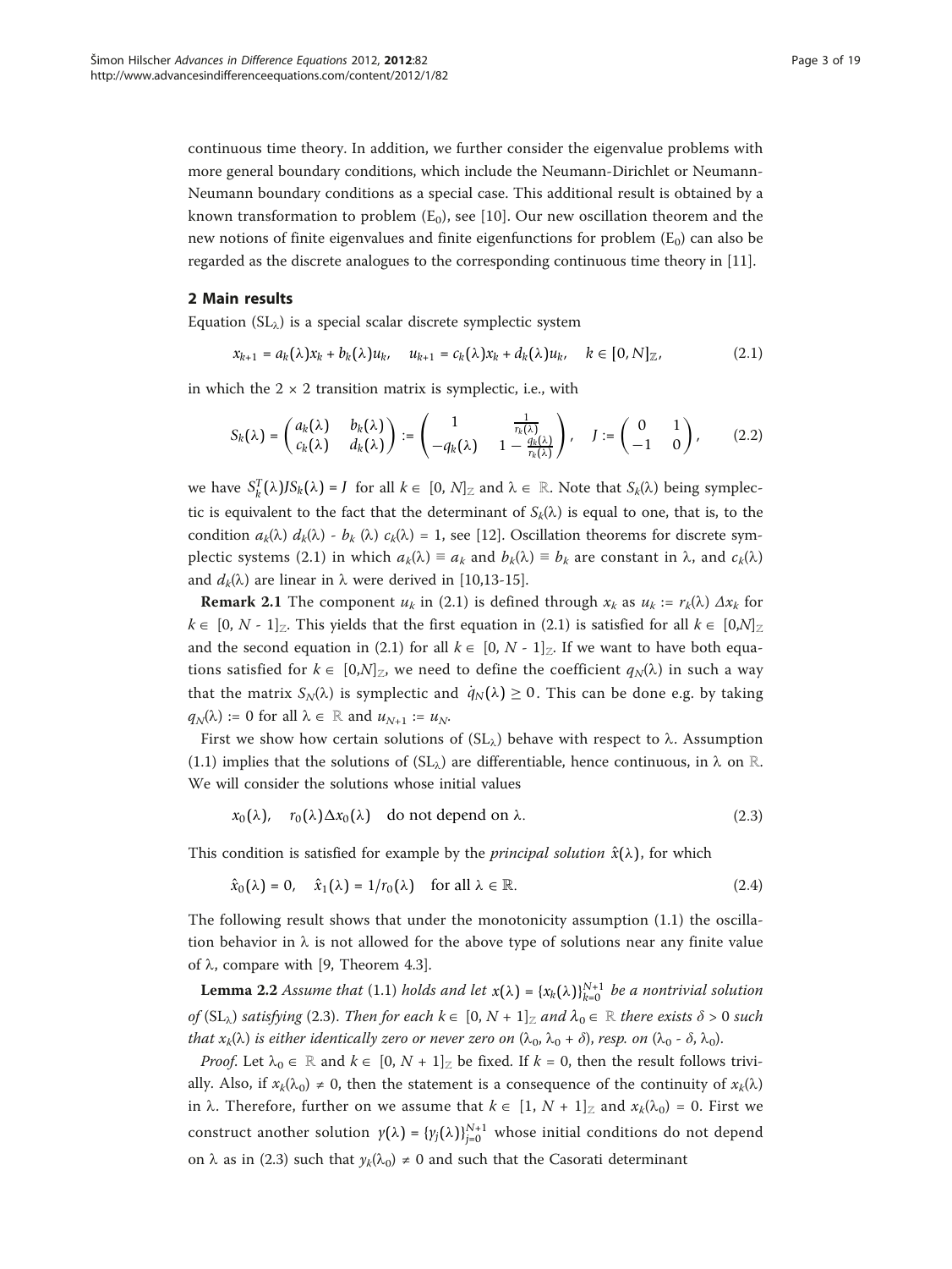continuous time theory. In addition, we further consider the eigenvalue problems with more general boundary conditions, which include the Neumann-Dirichlet or Neumann-Neumann boundary conditions as a special case. This additional result is obtained by a known transformation to problem ($E_0$), see [10]. Our new oscillation theorem and the new notions of finite eigenvalues and finite eigenfunctions for problem ($E_0$) can also be regarded as the discrete analogues to the corresponding continuous time theory in [11].

## 2 Main results

Equation ($SL_\lambda$) is a special scalar discrete symplectic system

$$x_{k+1} = a_k(\lambda)x_k + b_k(\lambda)u_k, \quad u_{k+1} = c_k(\lambda)x_k + d_k(\lambda)u_k, \quad k \in [0, N]_{\mathbb{Z}}, \tag{2.1}$$

in which the $2 \times 2$ transition matrix is symplectic, i.e., with

$$S_k(\lambda) = \begin{pmatrix} a_k(\lambda) & b_k(\lambda) \\ c_k(\lambda) & d_k(\lambda) \end{pmatrix} := \begin{pmatrix} 1 & \frac{1}{r_k(\lambda)} \\ -q_k(\lambda) & 1 - \frac{q_k(\lambda)}{r_k(\lambda)} \end{pmatrix}, \quad J := \begin{pmatrix} 0 & 1 \\ -1 & 0 \end{pmatrix}, \tag{2.2}$$

we have $S_k^T(\lambda)JS_k(\lambda) = J$ for all $k \in [0, N]_{\mathbb{Z}}$ and $\lambda \in \mathbb{R}$. Note that $S_k(\lambda)$ being symplectic is equivalent to the fact that the determinant of $S_k(\lambda)$ is equal to one, that is, to the condition $a_k(\lambda)\, d_k(\lambda) - b_k(\lambda)\, c_k(\lambda) = 1$, see [12]. Oscillation theorems for discrete symplectic systems (2.1) in which $a_k(\lambda) \equiv a_k$ and $b_k(\lambda) \equiv b_k$ are constant in $\lambda$, and $c_k(\lambda)$ and $d_k(\lambda)$ are linear in $\lambda$ were derived in [10,13-15].

**Remark 2.1** The component $u_k$ in (2.1) is defined through $x_k$ as $u_k := r_k(\lambda)\, \Delta x_k$ for $k \in [0, N - 1]_{\mathbb{Z}}$. This yields that the first equation in (2.1) is satisfied for all $k \in [0,N]_{\mathbb{Z}}$ and the second equation in (2.1) for all $k \in [0, N - 1]_{\mathbb{Z}}$. If we want to have both equations satisfied for $k \in [0,N]_{\mathbb{Z}}$, we need to define the coefficient $q_N(\lambda)$ in such a way that the matrix $S_N(\lambda)$ is symplectic and $\dot{q}_N(\lambda) \geq 0$. This can be done e.g. by taking $q_N(\lambda) := 0$ for all $\lambda \in \mathbb{R}$ and $u_{N+1} := u_N$.

First we show how certain solutions of ($SL_\lambda$) behave with respect to $\lambda$. Assumption (1.1) implies that the solutions of ($SL_\lambda$) are differentiable, hence continuous, in $\lambda$ on $\mathbb{R}$. We will consider the solutions whose initial values

$$x_0(\lambda), \quad r_0(\lambda)\Delta x_0(\lambda) \quad \text{do not depend on } \lambda. \tag{2.3}$$

This condition is satisfied for example by the *principal solution* $\hat{x}(\lambda)$, for which

$$\hat{x}_0(\lambda) = 0, \quad \hat{x}_1(\lambda) = 1/r_0(\lambda) \quad \text{for all } \lambda \in \mathbb{R}. \tag{2.4}$$

The following result shows that under the monotonicity assumption (1.1) the oscillation behavior in $\lambda$ is not allowed for the above type of solutions near any finite value of $\lambda$, compare with [9, Theorem 4.3].

**Lemma 2.2** *Assume that* (1.1) *holds and let* $x(\lambda) = \{x_k(\lambda)\}_{k=0}^{N+1}$ *be a nontrivial solution of* ($SL_\lambda$) *satisfying* (2.3). *Then for each* $k \in [0, N + 1]_{\mathbb{Z}}$ *and* $\lambda_0 \in \mathbb{R}$ *there exists* $\delta > 0$ *such that* $x_k(\lambda)$ *is either identically zero or never zero on* $(\lambda_0, \lambda_0 + \delta)$, *resp. on* $(\lambda_0 - \delta, \lambda_0)$.

*Proof.* Let $\lambda_0 \in \mathbb{R}$ and $k \in [0, N + 1]_{\mathbb{Z}}$ be fixed. If $k = 0$, then the result follows trivially. Also, if $x_k(\lambda_0) \neq 0$, then the statement is a consequence of the continuity of $x_k(\lambda)$ in $\lambda$. Therefore, further on we assume that $k \in [1, N + 1]_{\mathbb{Z}}$ and $x_k(\lambda_0) = 0$. First we construct another solution $y(\lambda) = \{y_j(\lambda)\}_{j=0}^{N+1}$ whose initial conditions do not depend on $\lambda$ as in (2.3) such that $y_k(\lambda_0) \neq 0$ and such that the Casorati determinant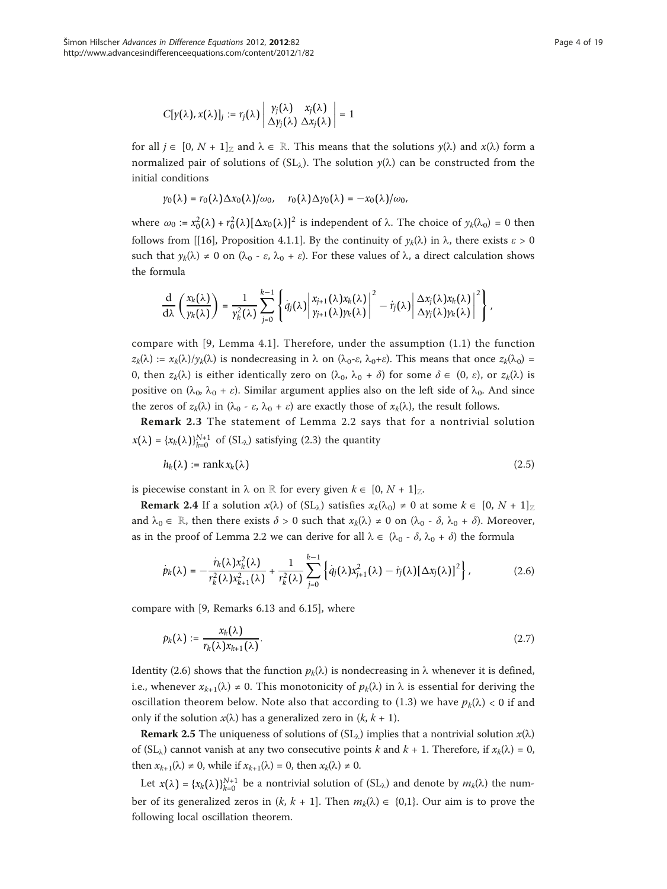$$C[y(\lambda), x(\lambda)]_j := r_j(\lambda) \begin{vmatrix} y_j(\lambda) & x_j(\lambda) \\ \Delta y_j(\lambda) & \Delta x_j(\lambda) \end{vmatrix} = 1$$

for all $j \in [0, N+1]_{\mathbb{Z}}$ and $\lambda \in \mathbb{R}$. This means that the solutions $y(\lambda)$ and $x(\lambda)$ form a normalized pair of solutions of (SL$_\lambda$). The solution $y(\lambda)$ can be constructed from the initial conditions

$$y_0(\lambda) = r_0(\lambda)\Delta x_0(\lambda)/\omega_0, \quad r_0(\lambda)\Delta y_0(\lambda) = -x_0(\lambda)/\omega_0,$$

where $\omega_0 := x_0^2(\lambda) + r_0^2(\lambda)[\Delta x_0(\lambda)]^2$ is independent of $\lambda$. The choice of $y_k(\lambda_0) = 0$ then follows from [[16], Proposition 4.1.1]. By the continuity of $y_k(\lambda)$ in $\lambda$, there exists $\varepsilon > 0$ such that $y_k(\lambda) \neq 0$ on $(\lambda_0 - \varepsilon, \lambda_0 + \varepsilon)$. For these values of $\lambda$, a direct calculation shows the formula

$$\frac{\mathrm{d}}{\mathrm{d}\lambda}\left(\frac{x_k(\lambda)}{y_k(\lambda)}\right) = \frac{1}{y_k^2(\lambda)} \sum_{j=0}^{k-1} \left\{ \dot{q}_j(\lambda) \begin{vmatrix} x_{j+1}(\lambda) x_k(\lambda) \\ y_{j+1}(\lambda) y_k(\lambda) \end{vmatrix}^2 - \dot{r}_j(\lambda) \begin{vmatrix} \Delta x_j(\lambda) x_k(\lambda) \\ \Delta y_j(\lambda) y_k(\lambda) \end{vmatrix}^2 \right\},$$

compare with [9, Lemma 4.1]. Therefore, under the assumption (1.1) the function $z_k(\lambda) := x_k(\lambda)/y_k(\lambda)$ is nondecreasing in $\lambda$ on $(\lambda_0-\varepsilon, \lambda_0+\varepsilon)$. This means that once $z_k(\lambda_0) = 0$, then $z_k(\lambda)$ is either identically zero on $(\lambda_0, \lambda_0 + \delta)$ for some $\delta \in (0, \varepsilon)$, or $z_k(\lambda)$ is positive on $(\lambda_0, \lambda_0 + \varepsilon)$. Similar argument applies also on the left side of $\lambda_0$. And since the zeros of $z_k(\lambda)$ in $(\lambda_0 - \varepsilon, \lambda_0 + \varepsilon)$ are exactly those of $x_k(\lambda)$, the result follows.

**Remark 2.3** The statement of Lemma 2.2 says that for a nontrivial solution $x(\lambda) = \{x_k(\lambda)\}_{k=0}^{N+1}$ of (SL$_\lambda$) satisfying (2.3) the quantity

$$h_k(\lambda) := \operatorname{rank} x_k(\lambda) \tag{2.5}$$

is piecewise constant in $\lambda$ on $\mathbb{R}$ for every given $k \in [0, N+1]_{\mathbb{Z}}$.

**Remark 2.4** If a solution $x(\lambda)$ of (SL$_\lambda$) satisfies $x_k(\lambda_0) \neq 0$ at some $k \in [0, N+1]_{\mathbb{Z}}$ and $\lambda_0 \in \mathbb{R}$, then there exists $\delta > 0$ such that $x_k(\lambda) \neq 0$ on $(\lambda_0 - \delta, \lambda_0 + \delta)$. Moreover, as in the proof of Lemma 2.2 we can derive for all $\lambda \in (\lambda_0 - \delta, \lambda_0 + \delta)$ the formula

$$\dot{p}_k(\lambda) = -\frac{\dot{r}_k(\lambda) x_k^2(\lambda)}{r_k^2(\lambda) x_{k+1}^2(\lambda)} + \frac{1}{r_k^2(\lambda)} \sum_{j=0}^{k-1} \left\{ \dot{q}_j(\lambda) x_{j+1}^2(\lambda) - \dot{r}_j(\lambda) [\Delta x_j(\lambda)]^2 \right\}, \tag{2.6}$$

compare with [9, Remarks 6.13 and 6.15], where

$$p_k(\lambda) := \frac{x_k(\lambda)}{r_k(\lambda) x_{k+1}(\lambda)}. \tag{2.7}$$

Identity (2.6) shows that the function $p_k(\lambda)$ is nondecreasing in $\lambda$ whenever it is defined, i.e., whenever $x_{k+1}(\lambda) \neq 0$. This monotonicity of $p_k(\lambda)$ in $\lambda$ is essential for deriving the oscillation theorem below. Note also that according to (1.3) we have $p_k(\lambda) < 0$ if and only if the solution $x(\lambda)$ has a generalized zero in $(k, k+1)$.

**Remark 2.5** The uniqueness of solutions of (SL$_\lambda$) implies that a nontrivial solution $x(\lambda)$ of (SL$_\lambda$) cannot vanish at any two consecutive points $k$ and $k + 1$. Therefore, if $x_k(\lambda) = 0$, then $x_{k+1}(\lambda) \neq 0$, while if $x_{k+1}(\lambda) = 0$, then $x_k(\lambda) \neq 0$.

Let $x(\lambda) = \{x_k(\lambda)\}_{k=0}^{N+1}$ be a nontrivial solution of (SL$_\lambda$) and denote by $m_k(\lambda)$ the number of its generalized zeros in $(k, k+1]$. Then $m_k(\lambda) \in \{0,1\}$. Our aim is to prove the following local oscillation theorem.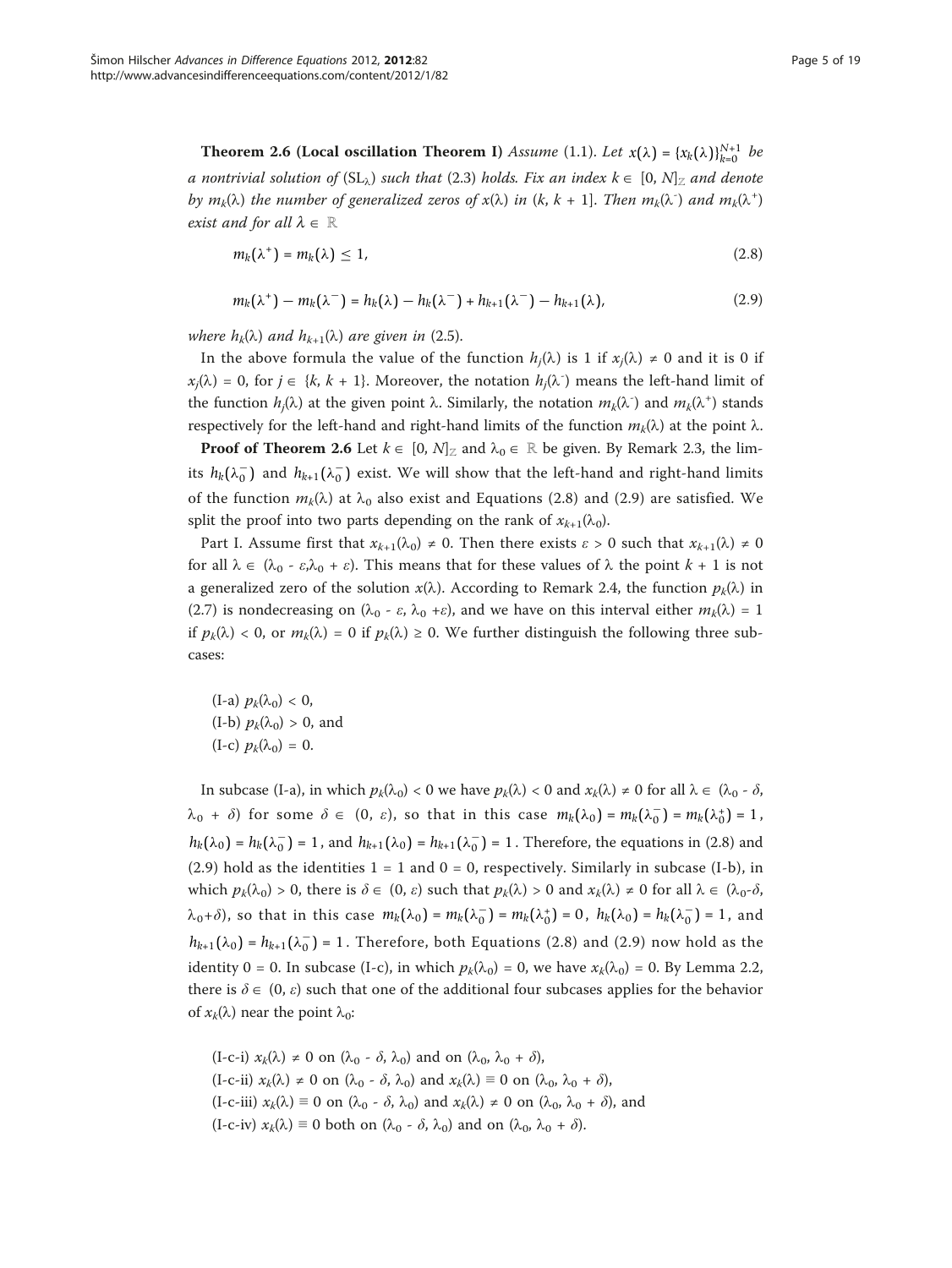**Theorem 2.6 (Local oscillation Theorem I)** *Assume* (1.1). *Let* $x(\lambda) = \{x_k(\lambda)\}_{k=0}^{N+1}$ *be a nontrivial solution of* ($\text{SL}_\lambda$) *such that* (2.3) *holds. Fix an index* $k \in [0, N]_{\mathbb{Z}}$ *and denote by* $m_k(\lambda)$ *the number of generalized zeros of* $x(\lambda)$ *in* $(k, k+1]$. *Then* $m_k(\lambda^-)$ *and* $m_k(\lambda^+)$ *exist and for all* $\lambda \in \mathbb{R}$

$$m_k(\lambda^+) = m_k(\lambda) \le 1, \tag{2.8}$$

$$m_k(\lambda^+) - m_k(\lambda^-) = h_k(\lambda) - h_k(\lambda^-) + h_{k+1}(\lambda^-) - h_{k+1}(\lambda), \tag{2.9}$$

*where* $h_k(\lambda)$ *and* $h_{k+1}(\lambda)$ *are given in* (2.5).

In the above formula the value of the function $h_j(\lambda)$ is 1 if $x_j(\lambda) \neq 0$ and it is 0 if $x_j(\lambda) = 0$, for $j \in \{k, k+1\}$. Moreover, the notation $h_j(\lambda^-)$ means the left-hand limit of the function $h_j(\lambda)$ at the given point $\lambda$. Similarly, the notation $m_k(\lambda^-)$ and $m_k(\lambda^+)$ stands respectively for the left-hand and right-hand limits of the function $m_k(\lambda)$ at the point $\lambda$.

**Proof of Theorem 2.6** Let $k \in [0, N]_{\mathbb{Z}}$ and $\lambda_0 \in \mathbb{R}$ be given. By Remark 2.3, the limits $h_k(\lambda_0^-)$ and $h_{k+1}(\lambda_0^-)$ exist. We will show that the left-hand and right-hand limits of the function $m_k(\lambda)$ at $\lambda_0$ also exist and Equations (2.8) and (2.9) are satisfied. We split the proof into two parts depending on the rank of $x_{k+1}(\lambda_0)$.

Part I. Assume first that $x_{k+1}(\lambda_0) \neq 0$. Then there exists $\varepsilon > 0$ such that $x_{k+1}(\lambda) \neq 0$ for all $\lambda \in (\lambda_0 - \varepsilon, \lambda_0 + \varepsilon)$. This means that for these values of $\lambda$ the point $k+1$ is not a generalized zero of the solution $x(\lambda)$. According to Remark 2.4, the function $p_k(\lambda)$ in (2.7) is nondecreasing on $(\lambda_0 - \varepsilon, \lambda_0 + \varepsilon)$, and we have on this interval either $m_k(\lambda) = 1$ if $p_k(\lambda) < 0$, or $m_k(\lambda) = 0$ if $p_k(\lambda) \ge 0$. We further distinguish the following three subcases:

(I-a) $p_k(\lambda_0) < 0$,
(I-b) $p_k(\lambda_0) > 0$, and
(I-c) $p_k(\lambda_0) = 0$.

In subcase (I-a), in which $p_k(\lambda_0) < 0$ we have $p_k(\lambda) < 0$ and $x_k(\lambda) \neq 0$ for all $\lambda \in (\lambda_0 - \delta, \lambda_0 + \delta)$ for some $\delta \in (0, \varepsilon)$, so that in this case $m_k(\lambda_0) = m_k(\lambda_0^-) = m_k(\lambda_0^+) = 1$, $h_k(\lambda_0) = h_k(\lambda_0^-) = 1$, and $h_{k+1}(\lambda_0) = h_{k+1}(\lambda_0^-) = 1$. Therefore, the equations in (2.8) and (2.9) hold as the identities $1 = 1$ and $0 = 0$, respectively. Similarly in subcase (I-b), in which $p_k(\lambda_0) > 0$, there is $\delta \in (0, \varepsilon)$ such that $p_k(\lambda) > 0$ and $x_k(\lambda) \neq 0$ for all $\lambda \in (\lambda_0 - \delta, \lambda_0 + \delta)$, so that in this case $m_k(\lambda_0) = m_k(\lambda_0^-) = m_k(\lambda_0^+) = 0$, $h_k(\lambda_0) = h_k(\lambda_0^-) = 1$, and $h_{k+1}(\lambda_0) = h_{k+1}(\lambda_0^-) = 1$. Therefore, both Equations (2.8) and (2.9) now hold as the identity $0 = 0$. In subcase (I-c), in which $p_k(\lambda_0) = 0$, we have $x_k(\lambda_0) = 0$. By Lemma 2.2, there is $\delta \in (0, \varepsilon)$ such that one of the additional four subcases applies for the behavior of $x_k(\lambda)$ near the point $\lambda_0$:

(I-c-i) $x_k(\lambda) \neq 0$ on $(\lambda_0 - \delta, \lambda_0)$ and on $(\lambda_0, \lambda_0 + \delta)$,
(I-c-ii) $x_k(\lambda) \neq 0$ on $(\lambda_0 - \delta, \lambda_0)$ and $x_k(\lambda) \equiv 0$ on $(\lambda_0, \lambda_0 + \delta)$,
(I-c-iii) $x_k(\lambda) \equiv 0$ on $(\lambda_0 - \delta, \lambda_0)$ and $x_k(\lambda) \neq 0$ on $(\lambda_0, \lambda_0 + \delta)$, and
(I-c-iv) $x_k(\lambda) \equiv 0$ both on $(\lambda_0 - \delta, \lambda_0)$ and on $(\lambda_0, \lambda_0 + \delta)$.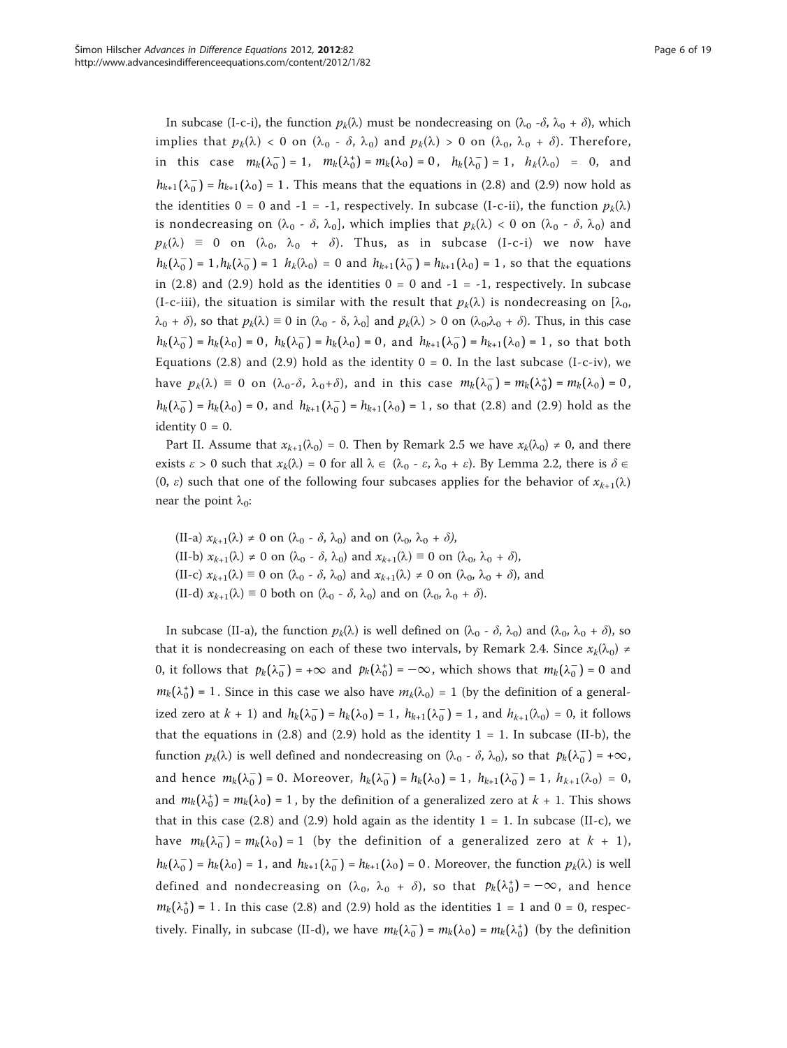In subcase (I-c-i), the function $p_k(\lambda)$ must be nondecreasing on $(\lambda_0 - \delta, \lambda_0 + \delta)$, which implies that $p_k(\lambda) < 0$ on $(\lambda_0 - \delta, \lambda_0)$ and $p_k(\lambda) > 0$ on $(\lambda_0, \lambda_0 + \delta)$. Therefore, in this case $m_k(\lambda_0^-) = 1$, $m_k(\lambda_0^+) = m_k(\lambda_0) = 0$, $h_k(\lambda_0^-) = 1$, $h_k(\lambda_0) = 0$, and $h_{k+1}(\lambda_0^-) = h_{k+1}(\lambda_0) = 1$. This means that the equations in (2.8) and (2.9) now hold as the identities 0 = 0 and -1 = -1, respectively. In subcase (I-c-ii), the function $p_k(\lambda)$ is nondecreasing on $(\lambda_0 - \delta, \lambda_0]$, which implies that $p_k(\lambda) < 0$ on $(\lambda_0 - \delta, \lambda_0)$ and $p_k(\lambda) \equiv 0$ on $(\lambda_0, \lambda_0 + \delta)$. Thus, as in subcase (I-c-i) we now have $h_k(\lambda_0^-) = 1, h_k(\lambda_0^-) = 1$ $h_k(\lambda_0) = 0$ and $h_{k+1}(\lambda_0^-) = h_{k+1}(\lambda_0) = 1$, so that the equations in (2.8) and (2.9) hold as the identities 0 = 0 and -1 = -1, respectively. In subcase (I-c-iii), the situation is similar with the result that $p_k(\lambda)$ is nondecreasing on $[\lambda_0, \lambda_0 + \delta)$, so that $p_k(\lambda) \equiv 0$ in $(\lambda_0 - \delta, \lambda_0]$ and $p_k(\lambda) > 0$ on $(\lambda_0, \lambda_0 + \delta)$. Thus, in this case $h_k(\lambda_0^-) = h_k(\lambda_0) = 0$, $h_k(\lambda_0^-) = h_k(\lambda_0) = 0$, and $h_{k+1}(\lambda_0^-) = h_{k+1}(\lambda_0) = 1$, so that both Equations (2.8) and (2.9) hold as the identity 0 = 0. In the last subcase (I-c-iv), we have $p_k(\lambda) \equiv 0$ on $(\lambda_0 - \delta, \lambda_0 + \delta)$, and in this case $m_k(\lambda_0^-) = m_k(\lambda_0^+) = m_k(\lambda_0) = 0$, $h_k(\lambda_0^-) = h_k(\lambda_0) = 0$, and $h_{k+1}(\lambda_0^-) = h_{k+1}(\lambda_0) = 1$, so that (2.8) and (2.9) hold as the identity 0 = 0.

Part II. Assume that $x_{k+1}(\lambda_0) = 0$. Then by Remark 2.5 we have $x_k(\lambda_0) \neq 0$, and there exists $\varepsilon > 0$ such that $x_k(\lambda) = 0$ for all $\lambda \in (\lambda_0 - \varepsilon, \lambda_0 + \varepsilon)$. By Lemma 2.2, there is $\delta \in (0, \varepsilon)$ such that one of the following four subcases applies for the behavior of $x_{k+1}(\lambda)$ near the point $\lambda_0$:

(II-a) $x_{k+1}(\lambda) \neq 0$ on $(\lambda_0 - \delta, \lambda_0)$ and on $(\lambda_0, \lambda_0 + \delta)$,
(II-b) $x_{k+1}(\lambda) \neq 0$ on $(\lambda_0 - \delta, \lambda_0)$ and $x_{k+1}(\lambda) \equiv 0$ on $(\lambda_0, \lambda_0 + \delta)$,
(II-c) $x_{k+1}(\lambda) \equiv 0$ on $(\lambda_0 - \delta, \lambda_0)$ and $x_{k+1}(\lambda) \neq 0$ on $(\lambda_0, \lambda_0 + \delta)$, and
(II-d) $x_{k+1}(\lambda) \equiv 0$ both on $(\lambda_0 - \delta, \lambda_0)$ and on $(\lambda_0, \lambda_0 + \delta)$.

In subcase (II-a), the function $p_k(\lambda)$ is well defined on $(\lambda_0 - \delta, \lambda_0)$ and $(\lambda_0, \lambda_0 + \delta)$, so that it is nondecreasing on each of these two intervals, by Remark 2.4. Since $x_k(\lambda_0) \neq 0$, it follows that $p_k(\lambda_0^-) = +\infty$ and $p_k(\lambda_0^+) = -\infty$, which shows that $m_k(\lambda_0^-) = 0$ and $m_k(\lambda_0^+) = 1$. Since in this case we also have $m_k(\lambda_0) = 1$ (by the definition of a generalized zero at $k + 1$) and $h_k(\lambda_0^-) = h_k(\lambda_0) = 1$, $h_{k+1}(\lambda_0^-) = 1$, and $h_{k+1}(\lambda_0) = 0$, it follows that the equations in (2.8) and (2.9) hold as the identity 1 = 1. In subcase (II-b), the function $p_k(\lambda)$ is well defined and nondecreasing on $(\lambda_0 - \delta, \lambda_0)$, so that $p_k(\lambda_0^-) = +\infty$, and hence $m_k(\lambda_0^-) = 0$. Moreover, $h_k(\lambda_0^-) = h_k(\lambda_0) = 1$, $h_{k+1}(\lambda_0^-) = 1$, $h_{k+1}(\lambda_0) = 0$, and $m_k(\lambda_0^+) = m_k(\lambda_0) = 1$, by the definition of a generalized zero at $k + 1$. This shows that in this case (2.8) and (2.9) hold again as the identity 1 = 1. In subcase (II-c), we have $m_k(\lambda_0^-) = m_k(\lambda_0) = 1$ (by the definition of a generalized zero at $k + 1$), $h_k(\lambda_0^-) = h_k(\lambda_0) = 1$, and $h_{k+1}(\lambda_0^-) = h_{k+1}(\lambda_0) = 0$. Moreover, the function $p_k(\lambda)$ is well defined and nondecreasing on $(\lambda_0, \lambda_0 + \delta)$, so that $p_k(\lambda_0^+) = -\infty$, and hence $m_k(\lambda_0^+) = 1$. In this case (2.8) and (2.9) hold as the identities 1 = 1 and 0 = 0, respectively. Finally, in subcase (II-d), we have $m_k(\lambda_0^-) = m_k(\lambda_0) = m_k(\lambda_0^+)$ (by the definition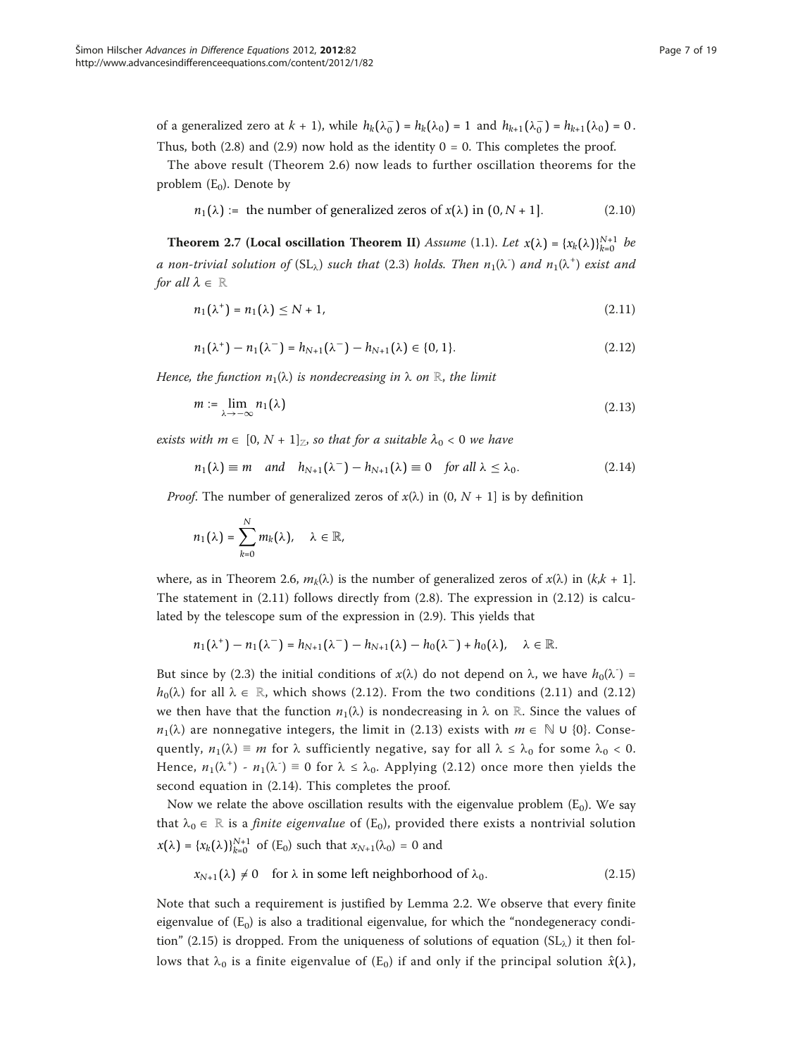of a generalized zero at $k + 1$), while $h_k(\lambda_0^-) = h_k(\lambda_0) = 1$ and $h_{k+1}(\lambda_0^-) = h_{k+1}(\lambda_0) = 0$. Thus, both (2.8) and (2.9) now hold as the identity $0 = 0$. This completes the proof.

The above result (Theorem 2.6) now leads to further oscillation theorems for the problem ($\mathrm{E}_0$). Denote by

$$n_1(\lambda) := \text{ the number of generalized zeros of } x(\lambda) \text{ in } (0, N + 1]. \tag{2.10}$$

**Theorem 2.7 (Local oscillation Theorem II)** *Assume* (1.1). *Let* $x(\lambda) = \{x_k(\lambda)\}_{k=0}^{N+1}$ *be a non-trivial solution of* ($\mathrm{SL}_\lambda$) *such that* (2.3) *holds. Then* $n_1(\lambda^-)$ *and* $n_1(\lambda^+)$ *exist and for all* $\lambda \in \mathbb{R}$

$$n_1(\lambda^+) = n_1(\lambda) \le N + 1, \tag{2.11}$$

$$n_1(\lambda^+) - n_1(\lambda^-) = h_{N+1}(\lambda^-) - h_{N+1}(\lambda) \in \{0, 1\}. \tag{2.12}$$

*Hence, the function* $n_1(\lambda)$ *is nondecreasing in* $\lambda$ *on* $\mathbb{R}$, *the limit*

$$m := \lim_{\lambda \to -\infty} n_1(\lambda) \tag{2.13}$$

*exists with* $m \in [0, N + 1]_{\mathbb{Z}}$, *so that for a suitable* $\lambda_0 < 0$ *we have*

$$n_1(\lambda) \equiv m \quad \text{and} \quad h_{N+1}(\lambda^-) - h_{N+1}(\lambda) \equiv 0 \quad \text{for all } \lambda \le \lambda_0. \tag{2.14}$$

*Proof*. The number of generalized zeros of $x(\lambda)$ in $(0, N + 1]$ is by definition

$$n_1(\lambda) = \sum_{k=0}^{N} m_k(\lambda), \quad \lambda \in \mathbb{R},$$

where, as in Theorem 2.6, $m_k(\lambda)$ is the number of generalized zeros of $x(\lambda)$ in $(k,k + 1]$. The statement in (2.11) follows directly from (2.8). The expression in (2.12) is calculated by the telescope sum of the expression in (2.9). This yields that

$$n_1(\lambda^+) - n_1(\lambda^-) = h_{N+1}(\lambda^-) - h_{N+1}(\lambda) - h_0(\lambda^-) + h_0(\lambda), \quad \lambda \in \mathbb{R}.$$

But since by (2.3) the initial conditions of $x(\lambda)$ do not depend on $\lambda$, we have $h_0(\lambda^-) = h_0(\lambda)$ for all $\lambda \in \mathbb{R}$, which shows (2.12). From the two conditions (2.11) and (2.12) we then have that the function $n_1(\lambda)$ is nondecreasing in $\lambda$ on $\mathbb{R}$. Since the values of $n_1(\lambda)$ are nonnegative integers, the limit in (2.13) exists with $m \in \mathbb{N} \cup \{0\}$. Consequently, $n_1(\lambda) \equiv m$ for $\lambda$ sufficiently negative, say for all $\lambda \le \lambda_0$ for some $\lambda_0 < 0$. Hence, $n_1(\lambda^+) - n_1(\lambda^-) \equiv 0$ for $\lambda \le \lambda_0$. Applying (2.12) once more then yields the second equation in (2.14). This completes the proof.

Now we relate the above oscillation results with the eigenvalue problem ($\mathrm{E}_0$). We say that $\lambda_0 \in \mathbb{R}$ is a *finite eigenvalue* of ($\mathrm{E}_0$), provided there exists a nontrivial solution $x(\lambda) = \{x_k(\lambda)\}_{k=0}^{N+1}$ of ($\mathrm{E}_0$) such that $x_{N+1}(\lambda_0) = 0$ and

$$x_{N+1}(\lambda) \ne 0 \quad \text{for } \lambda \text{ in some left neighborhood of } \lambda_0. \tag{2.15}$$

Note that such a requirement is justified by Lemma 2.2. We observe that every finite eigenvalue of ($\mathrm{E}_0$) is also a traditional eigenvalue, for which the "nondegeneracy condition" (2.15) is dropped. From the uniqueness of solutions of equation ($\mathrm{SL}_\lambda$) it then follows that $\lambda_0$ is a finite eigenvalue of ($\mathrm{E}_0$) if and only if the principal solution $\hat{x}(\lambda)$,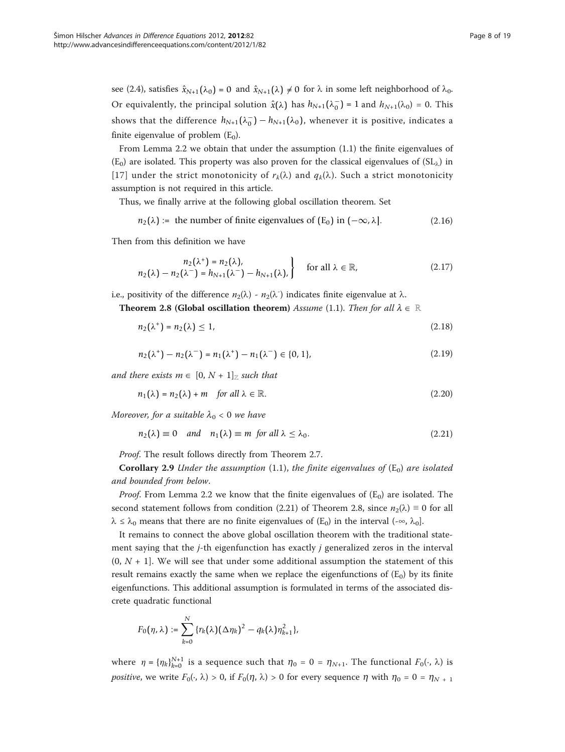see (2.4), satisfies $\hat{x}_{N+1}(\lambda_0) = 0$ and $\hat{x}_{N+1}(\lambda) \neq 0$ for $\lambda$ in some left neighborhood of $\lambda_0$. Or equivalently, the principal solution $\hat{x}(\lambda)$ has $h_{N+1}(\lambda_0^-) = 1$ and $h_{N+1}(\lambda_0) = 0$. This shows that the difference $h_{N+1}(\lambda_0^-) - h_{N+1}(\lambda_0)$, whenever it is positive, indicates a finite eigenvalue of problem ($E_0$).

From Lemma 2.2 we obtain that under the assumption (1.1) the finite eigenvalues of ($E_0$) are isolated. This property was also proven for the classical eigenvalues of ($SL_\lambda$) in [17] under the strict monotonicity of $r_k(\lambda)$ and $q_k(\lambda)$. Such a strict monotonicity assumption is not required in this article.

Thus, we finally arrive at the following global oscillation theorem. Set

$$n_2(\lambda) := \text{ the number of finite eigenvalues of } (E_0) \text{ in } (-\infty, \lambda]. \tag{2.16}$$

Then from this definition we have

$$\left.\begin{aligned} n_2(\lambda^+) &= n_2(\lambda), \\ n_2(\lambda) - n_2(\lambda^-) &= h_{N+1}(\lambda^-) - h_{N+1}(\lambda), \end{aligned}\right\} \quad \text{for all } \lambda \in \mathbb{R}, \tag{2.17}$$

i.e., positivity of the difference $n_2(\lambda) - n_2(\lambda^-)$ indicates finite eigenvalue at $\lambda$.

**Theorem 2.8 (Global oscillation theorem)** *Assume* (1.1). *Then for all* $\lambda \in \mathbb{R}$

$$n_2(\lambda^+) = n_2(\lambda) \leq 1, \tag{2.18}$$

$$n_2(\lambda^+) - n_2(\lambda^-) = n_1(\lambda^+) - n_1(\lambda^-) \in \{0, 1\}, \tag{2.19}$$

*and there exists* $m \in [0, N+1]_{\mathbb{Z}}$ *such that*

$$n_1(\lambda) = n_2(\lambda) + m \quad \text{for all } \lambda \in \mathbb{R}. \tag{2.20}$$

*Moreover, for a suitable* $\lambda_0 < 0$ *we have*

$$n_2(\lambda) \equiv 0 \quad \text{and} \quad n_1(\lambda) \equiv m \ \text{ for all } \lambda \leq \lambda_0. \tag{2.21}$$

*Proof*. The result follows directly from Theorem 2.7.

**Corollary 2.9** *Under the assumption* (1.1), *the finite eigenvalues of* ($E_0$) *are isolated and bounded from below*.

*Proof*. From Lemma 2.2 we know that the finite eigenvalues of ($E_0$) are isolated. The second statement follows from condition (2.21) of Theorem 2.8, since $n_2(\lambda) \equiv 0$ for all $\lambda \leq \lambda_0$ means that there are no finite eigenvalues of ($E_0$) in the interval $(-\infty, \lambda_0]$.

It remains to connect the above global oscillation theorem with the traditional statement saying that the $j$-th eigenfunction has exactly $j$ generalized zeros in the interval $(0, N+1]$. We will see that under some additional assumption the statement of this result remains exactly the same when we replace the eigenfunctions of ($E_0$) by its finite eigenfunctions. This additional assumption is formulated in terms of the associated discrete quadratic functional

$$F_0(\eta, \lambda) := \sum_{k=0}^{N} \{r_k(\lambda)(\Delta\eta_k)^2 - q_k(\lambda)\eta_{k+1}^2\},$$

where $\eta = \{\eta_k\}_{k=0}^{N+1}$ is a sequence such that $\eta_0 = 0 = \eta_{N+1}$. The functional $F_0(\cdot, \lambda)$ is *positive*, we write $F_0(\cdot, \lambda) > 0$, if $F_0(\eta, \lambda) > 0$ for every sequence $\eta$ with $\eta_0 = 0 = \eta_{N+1}$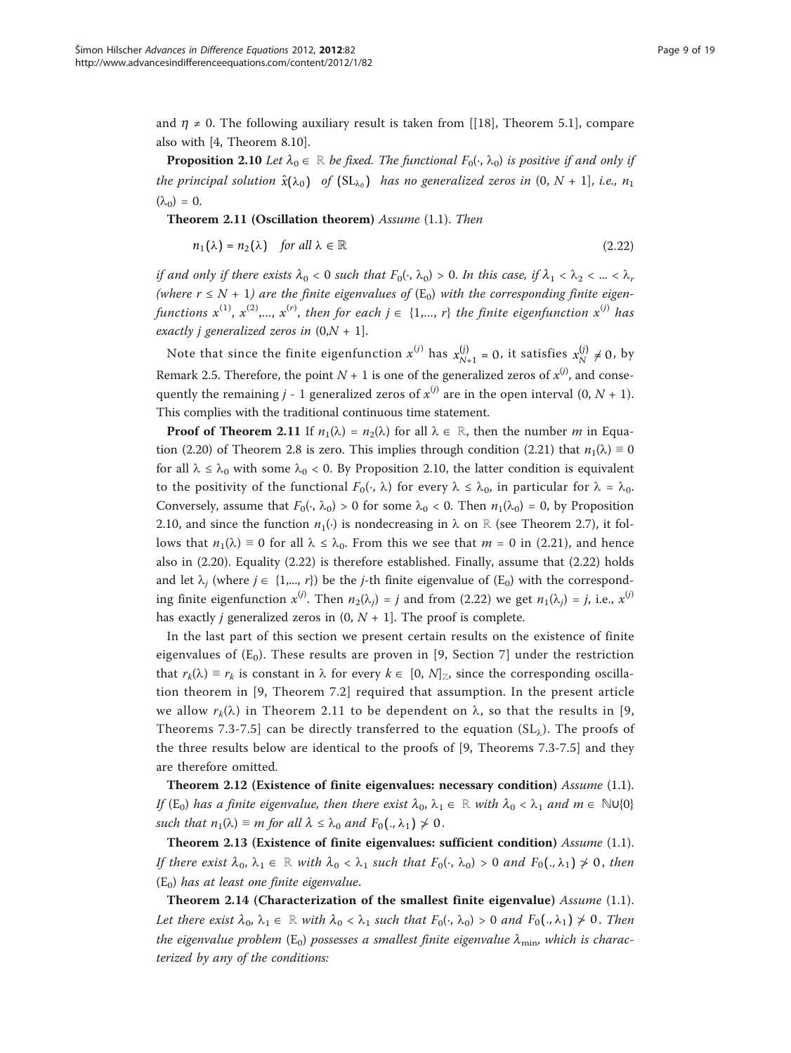and $\eta \neq 0$. The following auxiliary result is taken from [[18], Theorem 5.1], compare also with [4, Theorem 8.10].

**Proposition 2.10** *Let $\lambda_0 \in \mathbb{R}$ be fixed. The functional $F_0(\cdot, \lambda_0)$ is positive if and only if the principal solution $\hat{x}(\lambda_0)$ of $(\mathrm{SL}_{\lambda_0})$ has no generalized zeros in $(0, N + 1]$, i.e., $n_1(\lambda_0) = 0$.*

**Theorem 2.11 (Oscillation theorem)** *Assume* (1.1). *Then*

$$n_1(\lambda) = n_2(\lambda) \quad \text{for all } \lambda \in \mathbb{R} \tag{2.22}$$

*if and only if there exists $\lambda_0 < 0$ such that $F_0(\cdot, \lambda_0) > 0$. In this case, if $\lambda_1 < \lambda_2 < ... < \lambda_r$ (where $r \leq N + 1$) are the finite eigenvalues of* $(\mathrm{E}_0)$ *with the corresponding finite eigenfunctions $x^{(1)}, x^{(2)},..., x^{(r)}$, then for each $j \in \{1,..., r\}$ the finite eigenfunction $x^{(j)}$ has exactly $j$ generalized zeros in $(0,N + 1]$.*

Note that since the finite eigenfunction $x^{(j)}$ has $x^{(j)}_{N+1} = 0$, it satisfies $x^{(j)}_N \neq 0$, by Remark 2.5. Therefore, the point $N + 1$ is one of the generalized zeros of $x^{(j)}$, and consequently the remaining $j - 1$ generalized zeros of $x^{(j)}$ are in the open interval $(0, N + 1)$. This complies with the traditional continuous time statement.

**Proof of Theorem 2.11** If $n_1(\lambda) = n_2(\lambda)$ for all $\lambda \in \mathbb{R}$, then the number $m$ in Equation (2.20) of Theorem 2.8 is zero. This implies through condition (2.21) that $n_1(\lambda) \equiv 0$ for all $\lambda \leq \lambda_0$ with some $\lambda_0 < 0$. By Proposition 2.10, the latter condition is equivalent to the positivity of the functional $F_0(\cdot, \lambda)$ for every $\lambda \leq \lambda_0$, in particular for $\lambda = \lambda_0$. Conversely, assume that $F_0(\cdot, \lambda_0) > 0$ for some $\lambda_0 < 0$. Then $n_1(\lambda_0) = 0$, by Proposition 2.10, and since the function $n_1(\cdot)$ is nondecreasing in $\lambda$ on $\mathbb{R}$ (see Theorem 2.7), it follows that $n_1(\lambda) \equiv 0$ for all $\lambda \leq \lambda_0$. From this we see that $m = 0$ in (2.21), and hence also in (2.20). Equality (2.22) is therefore established. Finally, assume that (2.22) holds and let $\lambda_j$ (where $j \in \{1,..., r\}$) be the $j$-th finite eigenvalue of $(\mathrm{E}_0)$ with the corresponding finite eigenfunction $x^{(j)}$. Then $n_2(\lambda_j) = j$ and from (2.22) we get $n_1(\lambda_j) = j$, i.e., $x^{(j)}$ has exactly $j$ generalized zeros in $(0, N + 1]$. The proof is complete.

In the last part of this section we present certain results on the existence of finite eigenvalues of $(\mathrm{E}_0)$. These results are proven in [9, Section 7] under the restriction that $r_k(\lambda) \equiv r_k$ is constant in $\lambda$ for every $k \in [0, N]_{\mathbb{Z}}$, since the corresponding oscillation theorem in [9, Theorem 7.2] required that assumption. In the present article we allow $r_k(\lambda)$ in Theorem 2.11 to be dependent on $\lambda$, so that the results in [9, Theorems 7.3-7.5] can be directly transferred to the equation $(\mathrm{SL}_\lambda)$. The proofs of the three results below are identical to the proofs of [9, Theorems 7.3-7.5] and they are therefore omitted.

**Theorem 2.12 (Existence of finite eigenvalues: necessary condition)** *Assume* (1.1). *If* $(\mathrm{E}_0)$ *has a finite eigenvalue, then there exist $\lambda_0, \lambda_1 \in \mathbb{R}$ with $\lambda_0 < \lambda_1$ and $m \in \mathbb{N}\cup\{0\}$ such that $n_1(\lambda) \equiv m$ for all $\lambda \leq \lambda_0$ and $F_0(., \lambda_1) \not> 0$.*

**Theorem 2.13 (Existence of finite eigenvalues: sufficient condition)** *Assume* (1.1). *If there exist $\lambda_0, \lambda_1 \in \mathbb{R}$ with $\lambda_0 < \lambda_1$ such that $F_0(\cdot, \lambda_0) > 0$ and $F_0(., \lambda_1) \not> 0$, then* $(\mathrm{E}_0)$ *has at least one finite eigenvalue.*

**Theorem 2.14 (Characterization of the smallest finite eigenvalue)** *Assume* (1.1). *Let there exist $\lambda_0, \lambda_1 \in \mathbb{R}$ with $\lambda_0 < \lambda_1$ such that $F_0(\cdot, \lambda_0) > 0$ and $F_0(., \lambda_1) \not> 0$. Then the eigenvalue problem* $(\mathrm{E}_0)$ *possesses a smallest finite eigenvalue $\lambda_{\min}$, which is characterized by any of the conditions:*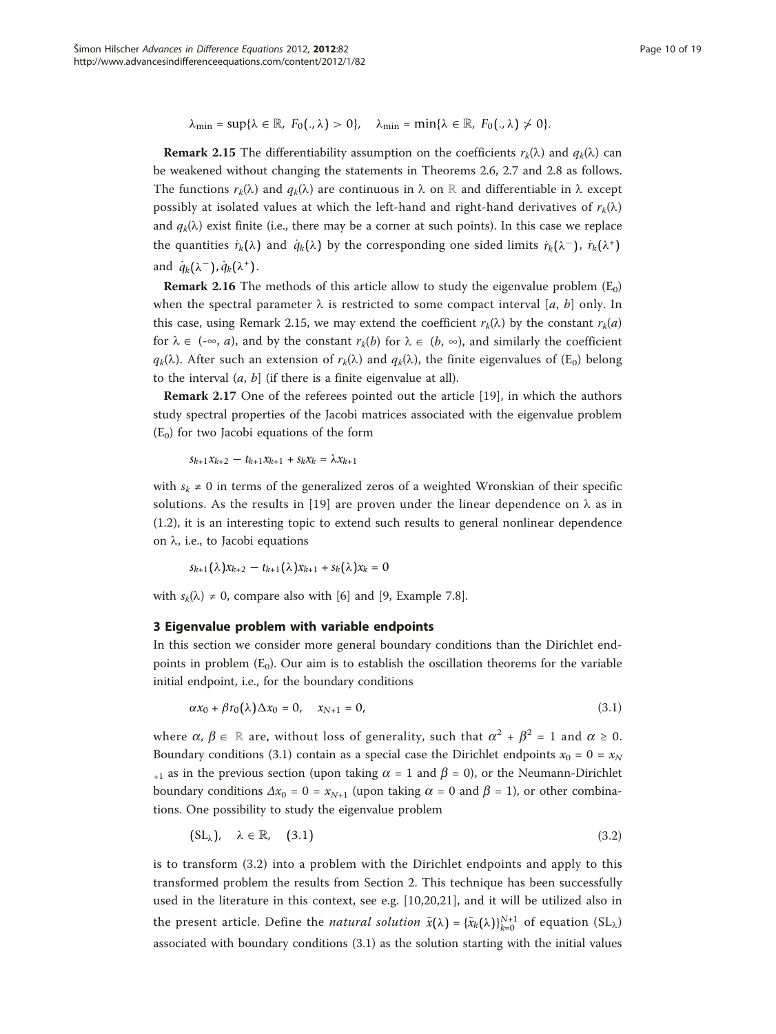$$\lambda_{\min} = \sup\{\lambda \in \mathbb{R},\ F_0(.,\lambda) > 0\}, \quad \lambda_{\min} = \min\{\lambda \in \mathbb{R},\ F_0(.,\lambda) \not> 0\}.$$

**Remark 2.15** The differentiability assumption on the coefficients $r_k(\lambda)$ and $q_k(\lambda)$ can be weakened without changing the statements in Theorems 2.6, 2.7 and 2.8 as follows. The functions $r_k(\lambda)$ and $q_k(\lambda)$ are continuous in $\lambda$ on $\mathbb{R}$ and differentiable in $\lambda$ except possibly at isolated values at which the left-hand and right-hand derivatives of $r_k(\lambda)$ and $q_k(\lambda)$ exist finite (i.e., there may be a corner at such points). In this case we replace the quantities $\dot{r}_k(\lambda)$ and $\dot{q}_k(\lambda)$ by the corresponding one sided limits $\dot{r}_k(\lambda^-)$, $\dot{r}_k(\lambda^+)$ and $\dot{q}_k(\lambda^-), \dot{q}_k(\lambda^+)$.

**Remark 2.16** The methods of this article allow to study the eigenvalue problem $(E_0)$ when the spectral parameter $\lambda$ is restricted to some compact interval $[a, b]$ only. In this case, using Remark 2.15, we may extend the coefficient $r_k(\lambda)$ by the constant $r_k(a)$ for $\lambda \in (-\infty, a)$, and by the constant $r_k(b)$ for $\lambda \in (b, \infty)$, and similarly the coefficient $q_k(\lambda)$. After such an extension of $r_k(\lambda)$ and $q_k(\lambda)$, the finite eigenvalues of $(E_0)$ belong to the interval $(a, b]$ (if there is a finite eigenvalue at all).

**Remark 2.17** One of the referees pointed out the article [19], in which the authors study spectral properties of the Jacobi matrices associated with the eigenvalue problem $(E_0)$ for two Jacobi equations of the form

$$s_{k+1}x_{k+2} - t_{k+1}x_{k+1} + s_k x_k = \lambda x_{k+1}$$

with $s_k \neq 0$ in terms of the generalized zeros of a weighted Wronskian of their specific solutions. As the results in [19] are proven under the linear dependence on $\lambda$ as in (1.2), it is an interesting topic to extend such results to general nonlinear dependence on $\lambda$, i.e., to Jacobi equations

$$s_{k+1}(\lambda)x_{k+2} - t_{k+1}(\lambda)x_{k+1} + s_k(\lambda)x_k = 0$$

with $s_k(\lambda) \neq 0$, compare also with [6] and [9, Example 7.8].

## 3 Eigenvalue problem with variable endpoints

In this section we consider more general boundary conditions than the Dirichlet endpoints in problem $(E_0)$. Our aim is to establish the oscillation theorems for the variable initial endpoint, i.e., for the boundary conditions

$$\alpha x_0 + \beta r_0(\lambda)\Delta x_0 = 0, \quad x_{N+1} = 0, \tag{3.1}$$

where $\alpha, \beta \in \mathbb{R}$ are, without loss of generality, such that $\alpha^2 + \beta^2 = 1$ and $\alpha \geq 0$. Boundary conditions (3.1) contain as a special case the Dirichlet endpoints $x_0 = 0 = x_{N+1}$ as in the previous section (upon taking $\alpha = 1$ and $\beta = 0$), or the Neumann-Dirichlet boundary conditions $\Delta x_0 = 0 = x_{N+1}$ (upon taking $\alpha = 0$ and $\beta = 1$), or other combinations. One possibility to study the eigenvalue problem

$$(\mathrm{SL}_\lambda), \quad \lambda \in \mathbb{R}, \quad (3.1) \tag{3.2}$$

is to transform (3.2) into a problem with the Dirichlet endpoints and apply to this transformed problem the results from Section 2. This technique has been successfully used in the literature in this context, see e.g. [10,20,21], and it will be utilized also in the present article. Define the *natural solution* $\bar{x}(\lambda) = \{\bar{x}_k(\lambda)\}_{k=0}^{N+1}$ of equation $(\mathrm{SL}_\lambda)$ associated with boundary conditions (3.1) as the solution starting with the initial values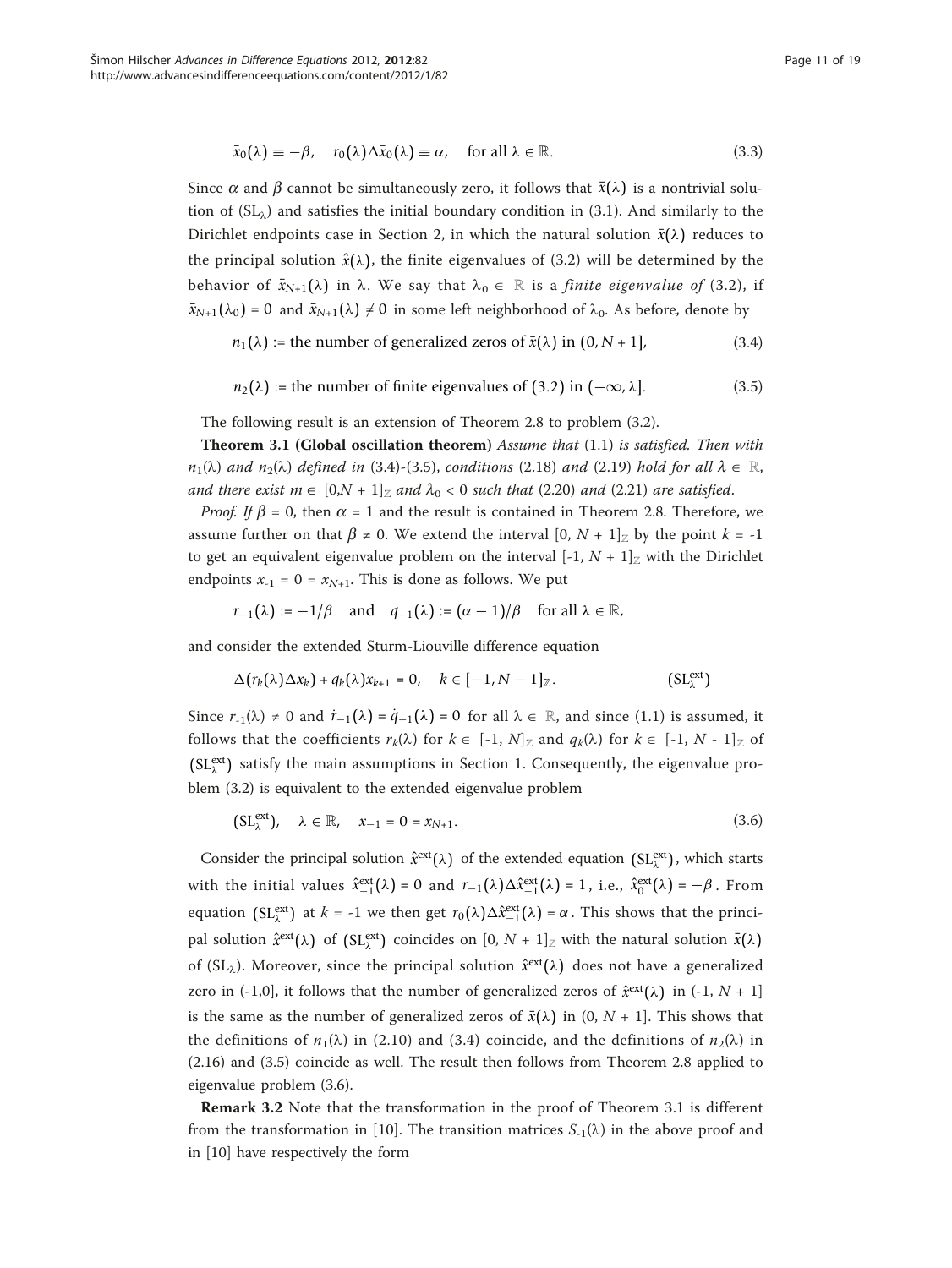$$\bar{x}_0(\lambda) \equiv -\beta, \quad r_0(\lambda)\Delta\bar{x}_0(\lambda) \equiv \alpha, \quad \text{for all } \lambda \in \mathbb{R}. \tag{3.3}$$

Since $\alpha$ and $\beta$ cannot be simultaneously zero, it follows that $\bar{x}(\lambda)$ is a nontrivial solution of $(\mathrm{SL}_\lambda)$ and satisfies the initial boundary condition in (3.1). And similarly to the Dirichlet endpoints case in Section 2, in which the natural solution $\bar{x}(\lambda)$ reduces to the principal solution $\hat{x}(\lambda)$, the finite eigenvalues of (3.2) will be determined by the behavior of $\bar{x}_{N+1}(\lambda)$ in $\lambda$. We say that $\lambda_0 \in \mathbb{R}$ is a *finite eigenvalue of* (3.2), if $\bar{x}_{N+1}(\lambda_0) = 0$ and $\bar{x}_{N+1}(\lambda) \neq 0$ in some left neighborhood of $\lambda_0$. As before, denote by

$$n_1(\lambda) := \text{the number of generalized zeros of } \bar{x}(\lambda) \text{ in } (0, N+1], \tag{3.4}$$

$$n_2(\lambda) := \text{the number of finite eigenvalues of (3.2) in } (-\infty, \lambda]. \tag{3.5}$$

The following result is an extension of Theorem 2.8 to problem (3.2).

**Theorem 3.1 (Global oscillation theorem)** *Assume that* (1.1) *is satisfied. Then with* $n_1(\lambda)$ *and* $n_2(\lambda)$ *defined in* (3.4)-(3.5), *conditions* (2.18) *and* (2.19) *hold for all* $\lambda \in \mathbb{R}$, *and there exist* $m \in [0, N+1]_{\mathbb{Z}}$ *and* $\lambda_0 < 0$ *such that* (2.20) *and* (2.21) *are satisfied.*

*Proof.* If $\beta = 0$, then $\alpha = 1$ and the result is contained in Theorem 2.8. Therefore, we assume further on that $\beta \neq 0$. We extend the interval $[0, N+1]_{\mathbb{Z}}$ by the point $k = -1$ to get an equivalent eigenvalue problem on the interval $[-1, N+1]_{\mathbb{Z}}$ with the Dirichlet endpoints $x_{-1} = 0 = x_{N+1}$. This is done as follows. We put

$$r_{-1}(\lambda) := -1/\beta \quad \text{and} \quad q_{-1}(\lambda) := (\alpha - 1)/\beta \quad \text{for all } \lambda \in \mathbb{R},$$

and consider the extended Sturm-Liouville difference equation

$$\Delta(r_k(\lambda)\Delta x_k) + q_k(\lambda)x_{k+1} = 0, \quad k \in [-1, N-1]_{\mathbb{Z}}. \tag{$\mathrm{SL}_\lambda^{\mathrm{ext}}$}$$

Since $r_{-1}(\lambda) \neq 0$ and $\dot{r}_{-1}(\lambda) = \dot{q}_{-1}(\lambda) = 0$ for all $\lambda \in \mathbb{R}$, and since (1.1) is assumed, it follows that the coefficients $r_k(\lambda)$ for $k \in [-1, N]_{\mathbb{Z}}$ and $q_k(\lambda)$ for $k \in [-1, N-1]_{\mathbb{Z}}$ of $(\mathrm{SL}_\lambda^{\mathrm{ext}})$ satisfy the main assumptions in Section 1. Consequently, the eigenvalue problem (3.2) is equivalent to the extended eigenvalue problem

$$(\mathrm{SL}_\lambda^{\mathrm{ext}}), \quad \lambda \in \mathbb{R}, \quad x_{-1} = 0 = x_{N+1}. \tag{3.6}$$

Consider the principal solution $\hat{x}^{\mathrm{ext}}(\lambda)$ of the extended equation $(\mathrm{SL}_\lambda^{\mathrm{ext}})$, which starts with the initial values $\hat{x}_{-1}^{\mathrm{ext}}(\lambda) = 0$ and $r_{-1}(\lambda)\Delta\hat{x}_{-1}^{\mathrm{ext}}(\lambda) = 1$, i.e., $\hat{x}_0^{\mathrm{ext}}(\lambda) = -\beta$. From equation $(\mathrm{SL}_\lambda^{\mathrm{ext}})$ at $k = -1$ we then get $r_0(\lambda)\Delta\hat{x}_{-1}^{\mathrm{ext}}(\lambda) = \alpha$. This shows that the principal solution $\hat{x}^{\mathrm{ext}}(\lambda)$ of $(\mathrm{SL}_\lambda^{\mathrm{ext}})$ coincides on $[0, N+1]_{\mathbb{Z}}$ with the natural solution $\bar{x}(\lambda)$ of $(\mathrm{SL}_\lambda)$. Moreover, since the principal solution $\hat{x}^{\mathrm{ext}}(\lambda)$ does not have a generalized zero in $(-1,0]$, it follows that the number of generalized zeros of $\hat{x}^{\mathrm{ext}}(\lambda)$ in $(-1, N+1]$ is the same as the number of generalized zeros of $\bar{x}(\lambda)$ in $(0, N+1]$. This shows that the definitions of $n_1(\lambda)$ in (2.10) and (3.4) coincide, and the definitions of $n_2(\lambda)$ in (2.16) and (3.5) coincide as well. The result then follows from Theorem 2.8 applied to eigenvalue problem (3.6).

**Remark 3.2** Note that the transformation in the proof of Theorem 3.1 is different from the transformation in [10]. The transition matrices $S_{-1}(\lambda)$ in the above proof and in [10] have respectively the form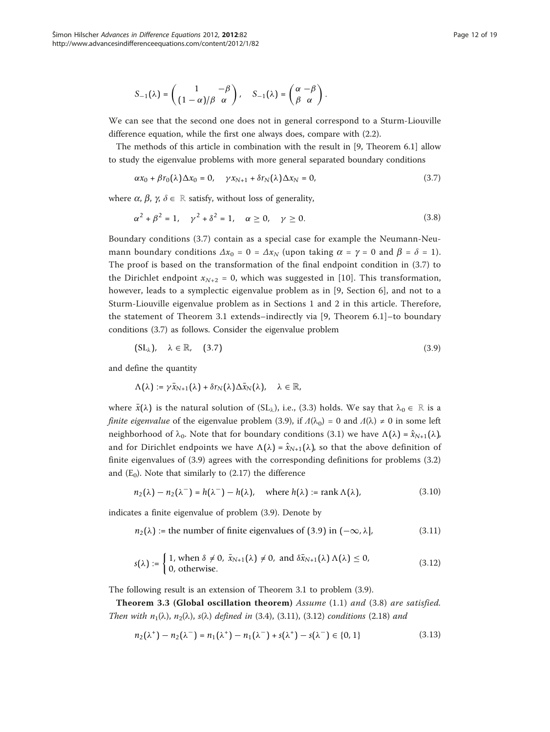$$S_{-1}(\lambda) = \begin{pmatrix} 1 & -\beta \\ (1-\alpha)/\beta & \alpha \end{pmatrix}, \quad S_{-1}(\lambda) = \begin{pmatrix} \alpha & -\beta \\ \beta & \alpha \end{pmatrix}.$$

We can see that the second one does not in general correspond to a Sturm-Liouville difference equation, while the first one always does, compare with (2.2).

The methods of this article in combination with the result in [9, Theorem 6.1] allow to study the eigenvalue problems with more general separated boundary conditions

$$\alpha x_0 + \beta r_0(\lambda)\Delta x_0 = 0, \quad \gamma x_{N+1} + \delta r_N(\lambda)\Delta x_N = 0, \tag{3.7}$$

where $\alpha, \beta, \gamma, \delta \in \mathbb{R}$ satisfy, without loss of generality,

$$\alpha^2 + \beta^2 = 1, \quad \gamma^2 + \delta^2 = 1, \quad \alpha \geq 0, \quad \gamma \geq 0. \tag{3.8}$$

Boundary conditions (3.7) contain as a special case for example the Neumann-Neumann boundary conditions $\Delta x_0 = 0 = \Delta x_N$ (upon taking $\alpha = \gamma = 0$ and $\beta = \delta = 1$). The proof is based on the transformation of the final endpoint condition in (3.7) to the Dirichlet endpoint $x_{N+2} = 0$, which was suggested in [10]. This transformation, however, leads to a symplectic eigenvalue problem as in [9, Section 6], and not to a Sturm-Liouville eigenvalue problem as in Sections 1 and 2 in this article. Therefore, the statement of Theorem 3.1 extends–indirectly via [9, Theorem 6.1]–to boundary conditions (3.7) as follows. Consider the eigenvalue problem

$$(\text{SL}_\lambda), \quad \lambda \in \mathbb{R}, \quad (3.7) \tag{3.9}$$

and define the quantity

$$\Lambda(\lambda) := \gamma \bar{x}_{N+1}(\lambda) + \delta r_N(\lambda)\Delta \bar{x}_N(\lambda), \quad \lambda \in \mathbb{R},$$

where $\bar{x}(\lambda)$ is the natural solution of $(\text{SL}_\lambda)$, i.e., (3.3) holds. We say that $\lambda_0 \in \mathbb{R}$ is a *finite eigenvalue* of the eigenvalue problem (3.9), if $\Lambda(\lambda_0) = 0$ and $\Lambda(\lambda) \neq 0$ in some left neighborhood of $\lambda_0$. Note that for boundary conditions (3.1) we have $\Lambda(\lambda) = \hat{x}_{N+1}(\lambda)$, and for Dirichlet endpoints we have $\Lambda(\lambda) = \hat{x}_{N+1}(\lambda)$, so that the above definition of finite eigenvalues of (3.9) agrees with the corresponding definitions for problems (3.2) and $(\text{E}_0)$. Note that similarly to (2.17) the difference

$$n_2(\lambda) - n_2(\lambda^-) = h(\lambda^-) - h(\lambda), \quad \text{where } h(\lambda) := \text{rank}\,\Lambda(\lambda), \tag{3.10}$$

indicates a finite eigenvalue of problem (3.9). Denote by

$$n_2(\lambda) := \text{the number of finite eigenvalues of (3.9) in } (-\infty, \lambda], \tag{3.11}$$

$$s(\lambda) := \begin{cases} 1, \text{ when } \delta \neq 0, \ \bar{x}_{N+1}(\lambda) \neq 0, \text{ and } \delta \bar{x}_{N+1}(\lambda)\,\Lambda(\lambda) \leq 0, \\ 0, \text{ otherwise.} \end{cases} \tag{3.12}$$

The following result is an extension of Theorem 3.1 to problem (3.9).

**Theorem 3.3 (Global oscillation theorem)** *Assume* (1.1) *and* (3.8) *are satisfied. Then with* $n_1(\lambda)$, $n_2(\lambda)$, $s(\lambda)$ *defined in* (3.4), (3.11), (3.12) *conditions* (2.18) *and*

$$n_2(\lambda^+) - n_2(\lambda^-) = n_1(\lambda^+) - n_1(\lambda^-) + s(\lambda^+) - s(\lambda^-) \in \{0, 1\} \tag{3.13}$$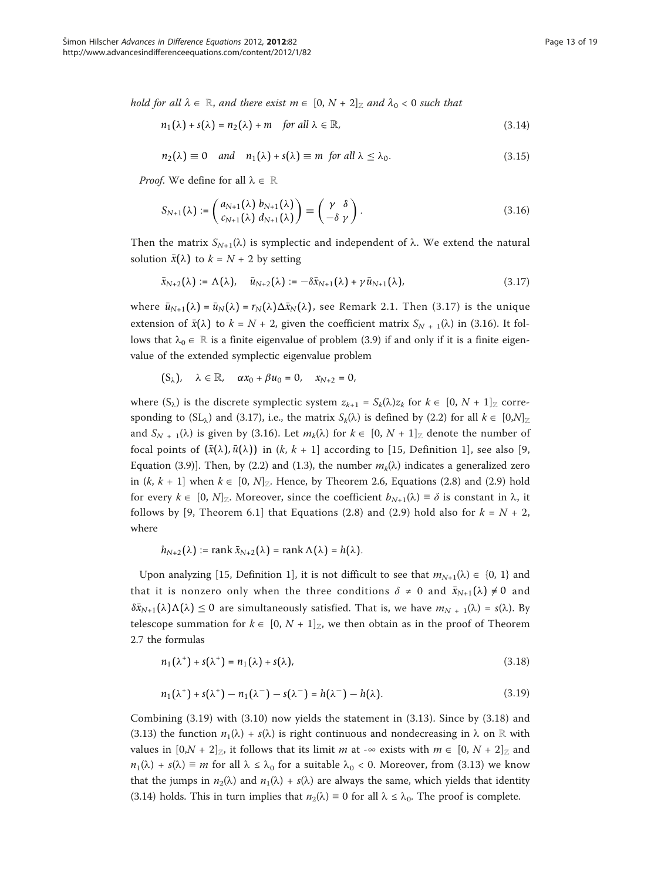*hold for all $\lambda \in \mathbb{R}$, and there exist $m \in [0, N+2]_{\mathbb{Z}}$ and $\lambda_0 < 0$ such that*

$$n_1(\lambda) + s(\lambda) = n_2(\lambda) + m \quad \text{for all } \lambda \in \mathbb{R}, \tag{3.14}$$

$$n_2(\lambda) \equiv 0 \quad \text{and} \quad n_1(\lambda) + s(\lambda) \equiv m \ \text{ for all } \lambda \leq \lambda_0. \tag{3.15}$$

*Proof.* We define for all $\lambda \in \mathbb{R}$

$$S_{N+1}(\lambda) := \begin{pmatrix} a_{N+1}(\lambda) & b_{N+1}(\lambda) \\ c_{N+1}(\lambda) & d_{N+1}(\lambda) \end{pmatrix} \equiv \begin{pmatrix} \gamma & \delta \\ -\delta & \gamma \end{pmatrix}. \tag{3.16}$$

Then the matrix $S_{N+1}(\lambda)$ is symplectic and independent of $\lambda$. We extend the natural solution $\bar{x}(\lambda)$ to $k = N + 2$ by setting

$$\bar{x}_{N+2}(\lambda) := \Lambda(\lambda), \quad \bar{u}_{N+2}(\lambda) := -\delta \bar{x}_{N+1}(\lambda) + \gamma \bar{u}_{N+1}(\lambda), \tag{3.17}$$

where $\bar{u}_{N+1}(\lambda) = \bar{u}_N(\lambda) = r_N(\lambda)\Delta\bar{x}_N(\lambda)$, see Remark 2.1. Then (3.17) is the unique extension of $\bar{x}(\lambda)$ to $k = N + 2$, given the coefficient matrix $S_{N+1}(\lambda)$ in (3.16). It follows that $\lambda_0 \in \mathbb{R}$ is a finite eigenvalue of problem (3.9) if and only if it is a finite eigenvalue of the extended symplectic eigenvalue problem

$$(\text{S}_\lambda), \quad \lambda \in \mathbb{R}, \quad \alpha x_0 + \beta u_0 = 0, \quad x_{N+2} = 0,$$

where $(\text{S}_\lambda)$ is the discrete symplectic system $z_{k+1} = S_k(\lambda) z_k$ for $k \in [0, N+1]_{\mathbb{Z}}$ corresponding to $(\text{SL}_\lambda)$ and (3.17), i.e., the matrix $S_k(\lambda)$ is defined by (2.2) for all $k \in [0,N]_{\mathbb{Z}}$ and $S_{N+1}(\lambda)$ is given by (3.16). Let $m_k(\lambda)$ for $k \in [0, N+1]_{\mathbb{Z}}$ denote the number of focal points of $(\bar{x}(\lambda), \bar{u}(\lambda))$ in $(k, k+1]$ according to [15, Definition 1], see also [9, Equation (3.9)]. Then, by (2.2) and (1.3), the number $m_k(\lambda)$ indicates a generalized zero in $(k, k+1]$ when $k \in [0, N]_{\mathbb{Z}}$. Hence, by Theorem 2.6, Equations (2.8) and (2.9) hold for every $k \in [0, N]_{\mathbb{Z}}$. Moreover, since the coefficient $b_{N+1}(\lambda) \equiv \delta$ is constant in $\lambda$, it follows by [9, Theorem 6.1] that Equations (2.8) and (2.9) hold also for $k = N + 2$, where

$$h_{N+2}(\lambda) := \operatorname{rank} \bar{x}_{N+2}(\lambda) = \operatorname{rank} \Lambda(\lambda) = h(\lambda).$$

Upon analyzing [15, Definition 1], it is not difficult to see that $m_{N+1}(\lambda) \in \{0, 1\}$ and that it is nonzero only when the three conditions $\delta \neq 0$ and $\bar{x}_{N+1}(\lambda) \neq 0$ and $\delta \bar{x}_{N+1}(\lambda)\Lambda(\lambda) \leq 0$ are simultaneously satisfied. That is, we have $m_{N+1}(\lambda) = s(\lambda)$. By telescope summation for $k \in [0, N+1]_{\mathbb{Z}}$, we then obtain as in the proof of Theorem 2.7 the formulas

$$n_1(\lambda^+) + s(\lambda^+) = n_1(\lambda) + s(\lambda), \tag{3.18}$$

$$n_1(\lambda^+) + s(\lambda^+) - n_1(\lambda^-) - s(\lambda^-) = h(\lambda^-) - h(\lambda). \tag{3.19}$$

Combining (3.19) with (3.10) now yields the statement in (3.13). Since by (3.18) and (3.13) the function $n_1(\lambda) + s(\lambda)$ is right continuous and nondecreasing in $\lambda$ on $\mathbb{R}$ with values in $[0,N+2]_{\mathbb{Z}}$, it follows that its limit $m$ at $-\infty$ exists with $m \in [0, N+2]_{\mathbb{Z}}$ and $n_1(\lambda) + s(\lambda) \equiv m$ for all $\lambda \leq \lambda_0$ for a suitable $\lambda_0 < 0$. Moreover, from (3.13) we know that the jumps in $n_2(\lambda)$ and $n_1(\lambda) + s(\lambda)$ are always the same, which yields that identity (3.14) holds. This in turn implies that $n_2(\lambda) \equiv 0$ for all $\lambda \leq \lambda_0$. The proof is complete.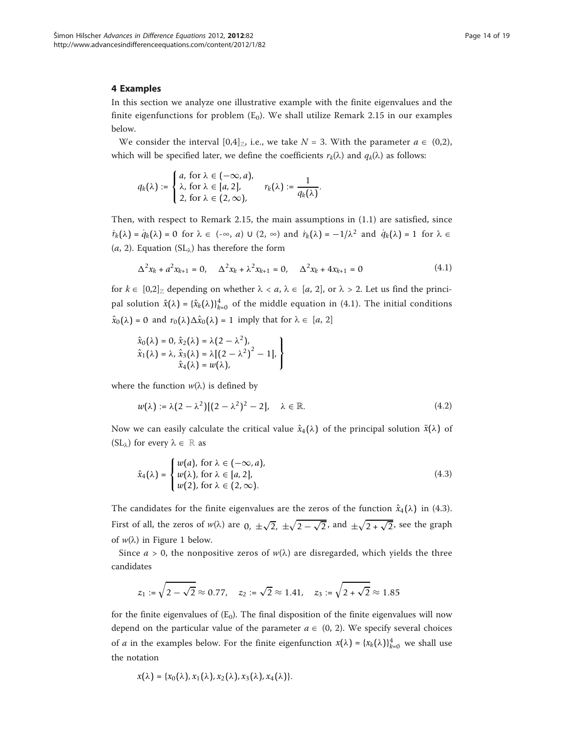## 4 Examples

In this section we analyze one illustrative example with the finite eigenvalues and the finite eigenfunctions for problem ($E_0$). We shall utilize Remark 2.15 in our examples below.

We consider the interval $[0,4]_{\mathbb{Z}}$, i.e., we take $N = 3$. With the parameter $a \in (0,2)$, which will be specified later, we define the coefficients $r_k(\lambda)$ and $q_k(\lambda)$ as follows:

$$q_k(\lambda) := \begin{cases} a, \text{ for } \lambda \in (-\infty, a), \\ \lambda, \text{ for } \lambda \in [a, 2], \\ 2, \text{ for } \lambda \in (2, \infty), \end{cases} \qquad r_k(\lambda) := \frac{1}{q_k(\lambda)}.$$

Then, with respect to Remark 2.15, the main assumptions in (1.1) are satisfied, since $\dot{r}_k(\lambda) = \dot{q}_k(\lambda) = 0$ for $\lambda \in (-\infty, a) \cup (2, \infty)$ and $\dot{r}_k(\lambda) = -1/\lambda^2$ and $\dot{q}_k(\lambda) = 1$ for $\lambda \in (a, 2)$. Equation ($SL_\lambda$) has therefore the form

$$\Delta^2 x_k + a^2 x_{k+1} = 0, \quad \Delta^2 x_k + \lambda^2 x_{k+1} = 0, \quad \Delta^2 x_k + 4x_{k+1} = 0 \tag{4.1}$$

for $k \in [0,2]_{\mathbb{Z}}$ depending on whether $\lambda < a$, $\lambda \in [a, 2]$, or $\lambda > 2$. Let us find the principal solution $\hat{x}(\lambda) = \{\hat{x}_k(\lambda)\}_{k=0}^4$ of the middle equation in (4.1). The initial conditions $\hat{x}_0(\lambda) = 0$ and $r_0(\lambda)\Delta\hat{x}_0(\lambda) = 1$ imply that for $\lambda \in [a, 2]$

$$\left.\begin{array}{l} \hat{x}_0(\lambda) = 0, \, \hat{x}_2(\lambda) = \lambda(2 - \lambda^2), \\ \hat{x}_1(\lambda) = \lambda, \, \hat{x}_3(\lambda) = \lambda[(2 - \lambda^2)^2 - 1], \\ \qquad \hat{x}_4(\lambda) = w(\lambda), \end{array}\right\}$$

where the function $w(\lambda)$ is defined by

$$w(\lambda) := \lambda(2 - \lambda^2)[(2 - \lambda^2)^2 - 2], \quad \lambda \in \mathbb{R}. \tag{4.2}$$

Now we can easily calculate the critical value $\hat{x}_4(\lambda)$ of the principal solution $\bar{x}(\lambda)$ of ($SL_\lambda$) for every $\lambda \in \mathbb{R}$ as

$$\hat{x}_4(\lambda) = \begin{cases} w(a), \text{ for } \lambda \in (-\infty, a), \\ w(\lambda), \text{ for } \lambda \in [a, 2], \\ w(2), \text{ for } \lambda \in (2, \infty). \end{cases} \tag{4.3}$$

The candidates for the finite eigenvalues are the zeros of the function $\hat{x}_4(\lambda)$ in (4.3). First of all, the zeros of $w(\lambda)$ are $0$, $\pm\sqrt{2}$, $\pm\sqrt{2 - \sqrt{2}}$, and $\pm\sqrt{2 + \sqrt{2}}$, see the graph of $w(\lambda)$ in Figure 1 below.

Since $a > 0$, the nonpositive zeros of $w(\lambda)$ are disregarded, which yields the three candidates

$$z_1 := \sqrt{2 - \sqrt{2}} \approx 0.77, \quad z_2 := \sqrt{2} \approx 1.41, \quad z_3 := \sqrt{2 + \sqrt{2}} \approx 1.85$$

for the finite eigenvalues of ($E_0$). The final disposition of the finite eigenvalues will now depend on the particular value of the parameter $a \in (0, 2)$. We specify several choices of $a$ in the examples below. For the finite eigenfunction $x(\lambda) = \{x_k(\lambda)\}_{k=0}^4$ we shall use the notation

$$x(\lambda) = \{x_0(\lambda), x_1(\lambda), x_2(\lambda), x_3(\lambda), x_4(\lambda)\}.$$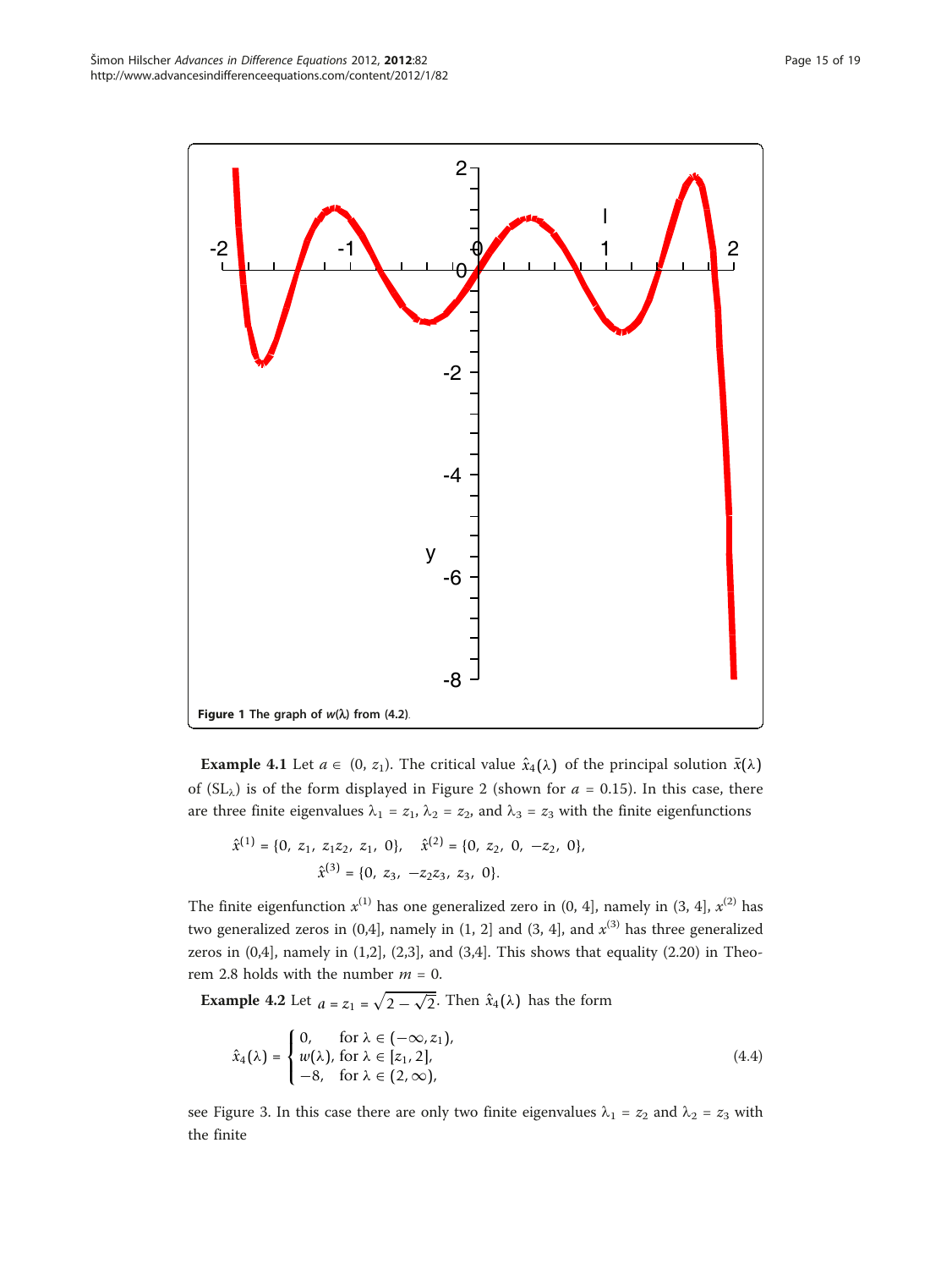2

-2

-1

0

1

2

l

0

-2

-4

y

-6

-8

**Figure 1** The graph of $w(\lambda)$ from (4.2).

**Example 4.1** Let $a \in (0, z_1)$. The critical value $\hat{x}_4(\lambda)$ of the principal solution $\bar{x}(\lambda)$ of ($\mathrm{SL}_\lambda$) is of the form displayed in Figure 2 (shown for $a = 0.15$). In this case, there are three finite eigenvalues $\lambda_1 = z_1$, $\lambda_2 = z_2$, and $\lambda_3 = z_3$ with the finite eigenfunctions

$$\hat{x}^{(1)} = \{0,\ z_1,\ z_1 z_2,\ z_1,\ 0\}, \quad \hat{x}^{(2)} = \{0,\ z_2,\ 0,\ -z_2,\ 0\},$$
$$\hat{x}^{(3)} = \{0,\ z_3,\ -z_2 z_3,\ z_3,\ 0\}.$$

The finite eigenfunction $x^{(1)}$ has one generalized zero in (0, 4], namely in (3, 4], $x^{(2)}$ has two generalized zeros in (0,4], namely in (1, 2] and (3, 4], and $x^{(3)}$ has three generalized zeros in (0,4], namely in (1,2], (2,3], and (3,4]. This shows that equality (2.20) in Theorem 2.8 holds with the number $m = 0$.

**Example 4.2** Let $a = z_1 = \sqrt{2 - \sqrt{2}}$. Then $\hat{x}_4(\lambda)$ has the form

$$\hat{x}_4(\lambda) = \begin{cases} 0, & \text{for } \lambda \in (-\infty, z_1), \\ w(\lambda), & \text{for } \lambda \in [z_1, 2], \\ -8, & \text{for } \lambda \in (2, \infty), \end{cases} \tag{4.4}$$

see Figure 3. In this case there are only two finite eigenvalues $\lambda_1 = z_2$ and $\lambda_2 = z_3$ with the finite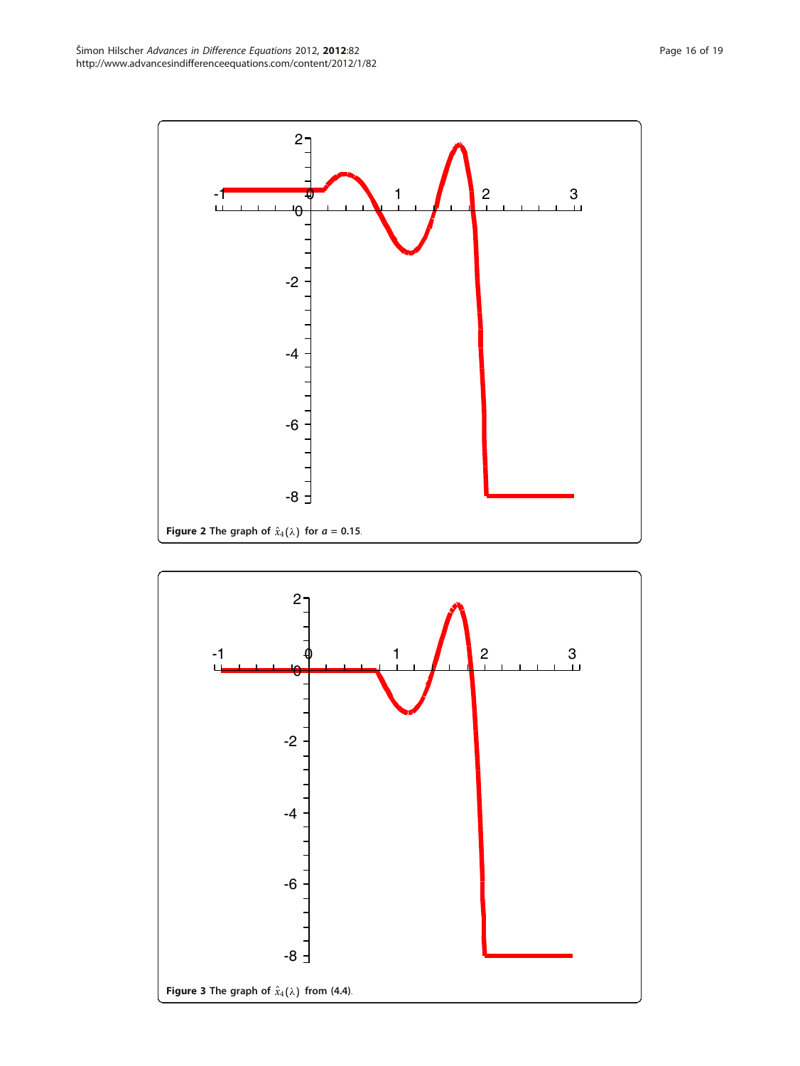2
-1
0
1
2
3
0
-2
-4
-6
-8

**Figure 2** The graph of $\hat{x}_4(\lambda)$ for $a = 0.15$.

2
-1
0
1
2
3
0
-2
-4
-6
-8

**Figure 3** The graph of $\hat{x}_4(\lambda)$ from (4.4).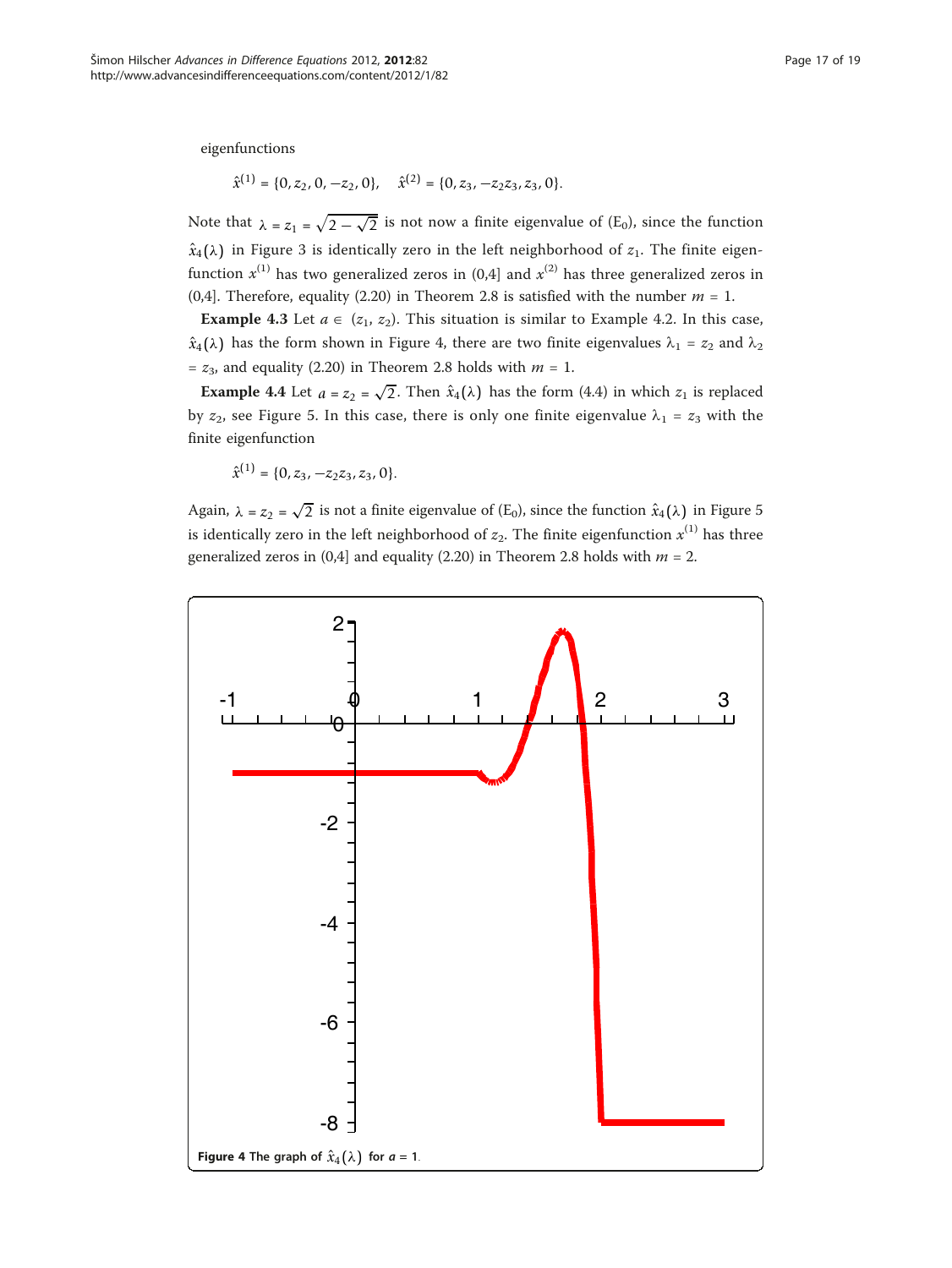eigenfunctions

$$\hat{x}^{(1)} = \{0, z_2, 0, -z_2, 0\}, \quad \hat{x}^{(2)} = \{0, z_3, -z_2 z_3, z_3, 0\}.$$

Note that $\lambda = z_1 = \sqrt{2 - \sqrt{2}}$ is not now a finite eigenvalue of (E$_0$), since the function $\hat{x}_4(\lambda)$ in Figure 3 is identically zero in the left neighborhood of $z_1$. The finite eigenfunction $x^{(1)}$ has two generalized zeros in (0,4] and $x^{(2)}$ has three generalized zeros in (0,4]. Therefore, equality (2.20) in Theorem 2.8 is satisfied with the number $m = 1$.

**Example 4.3** Let $a \in (z_1, z_2)$. This situation is similar to Example 4.2. In this case, $\hat{x}_4(\lambda)$ has the form shown in Figure 4, there are two finite eigenvalues $\lambda_1 = z_2$ and $\lambda_2 = z_3$, and equality (2.20) in Theorem 2.8 holds with $m = 1$.

**Example 4.4** Let $a = z_2 = \sqrt{2}$. Then $\hat{x}_4(\lambda)$ has the form (4.4) in which $z_1$ is replaced by $z_2$, see Figure 5. In this case, there is only one finite eigenvalue $\lambda_1 = z_3$ with the finite eigenfunction

$$\hat{x}^{(1)} = \{0, z_3, -z_2 z_3, z_3, 0\}.$$

Again, $\lambda = z_2 = \sqrt{2}$ is not a finite eigenvalue of (E$_0$), since the function $\hat{x}_4(\lambda)$ in Figure 5 is identically zero in the left neighborhood of $z_2$. The finite eigenfunction $x^{(1)}$ has three generalized zeros in (0,4] and equality (2.20) in Theorem 2.8 holds with $m = 2$.

2
-1
0
1
2
3
0
-2
-4
-6
-8

**Figure 4** The graph of $\hat{x}_4(\lambda)$ for $a = 1$.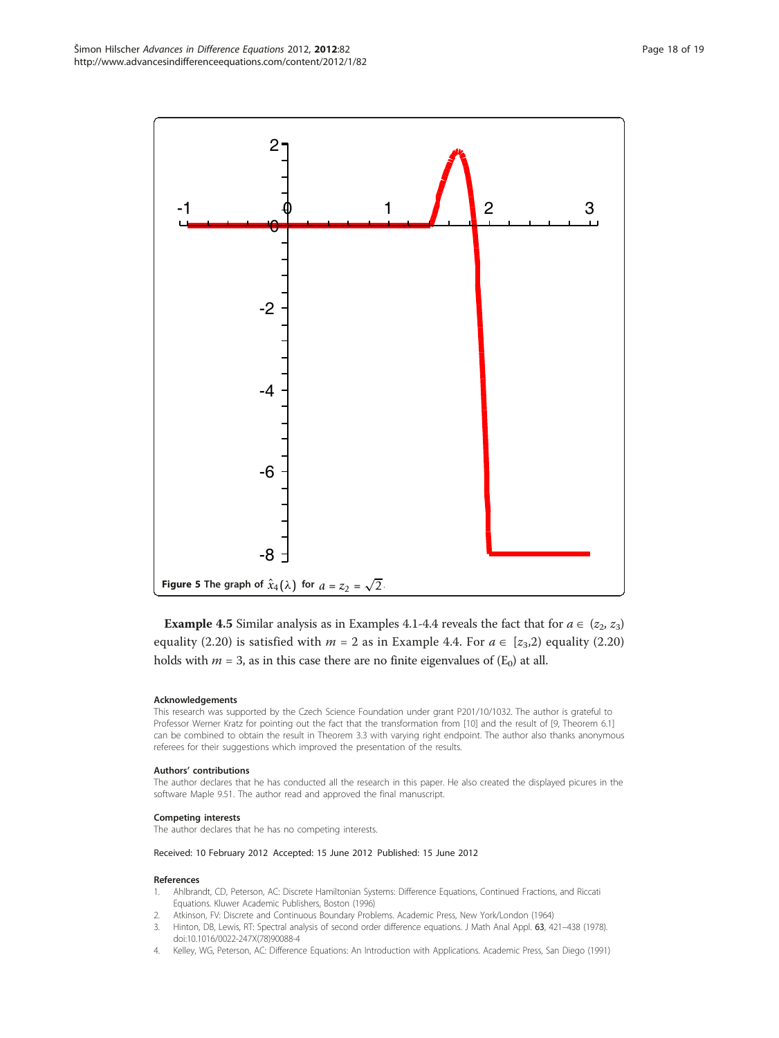2

-1

0

1

2

3

0

-2

-4

-6

-8

**Figure 5** The graph of $\hat{x}_4(\lambda)$ for $a = z_2 = \sqrt{2}$.

**Example 4.5** Similar analysis as in Examples 4.1-4.4 reveals the fact that for $a \in (z_2, z_3)$ equality (2.20) is satisfied with $m = 2$ as in Example 4.4. For $a \in [z_3, 2)$ equality (2.20) holds with $m = 3$, as in this case there are no finite eigenvalues of $(E_0)$ at all.

### Acknowledgements

This research was supported by the Czech Science Foundation under grant P201/10/1032. The author is grateful to Professor Werner Kratz for pointing out the fact that the transformation from [10] and the result of [9, Theorem 6.1] can be combined to obtain the result in Theorem 3.3 with varying right endpoint. The author also thanks anonymous referees for their suggestions which improved the presentation of the results.

### Authors' contributions

The author declares that he has conducted all the research in this paper. He also created the displayed picures in the software Maple 9.51. The author read and approved the final manuscript.

### Competing interests

The author declares that he has no competing interests.

Received: 10 February 2012 Accepted: 15 June 2012 Published: 15 June 2012

### References

1. Ahlbrandt, CD, Peterson, AC: Discrete Hamiltonian Systems: Difference Equations, Continued Fractions, and Riccati Equations. Kluwer Academic Publishers, Boston (1996)
2. Atkinson, FV: Discrete and Continuous Boundary Problems. Academic Press, New York/London (1964)
3. Hinton, DB, Lewis, RT: Spectral analysis of second order difference equations. J Math Anal Appl. **63**, 421–438 (1978). doi:10.1016/0022-247X(78)90088-4
4. Kelley, WG, Peterson, AC: Difference Equations: An Introduction with Applications. Academic Press, San Diego (1991)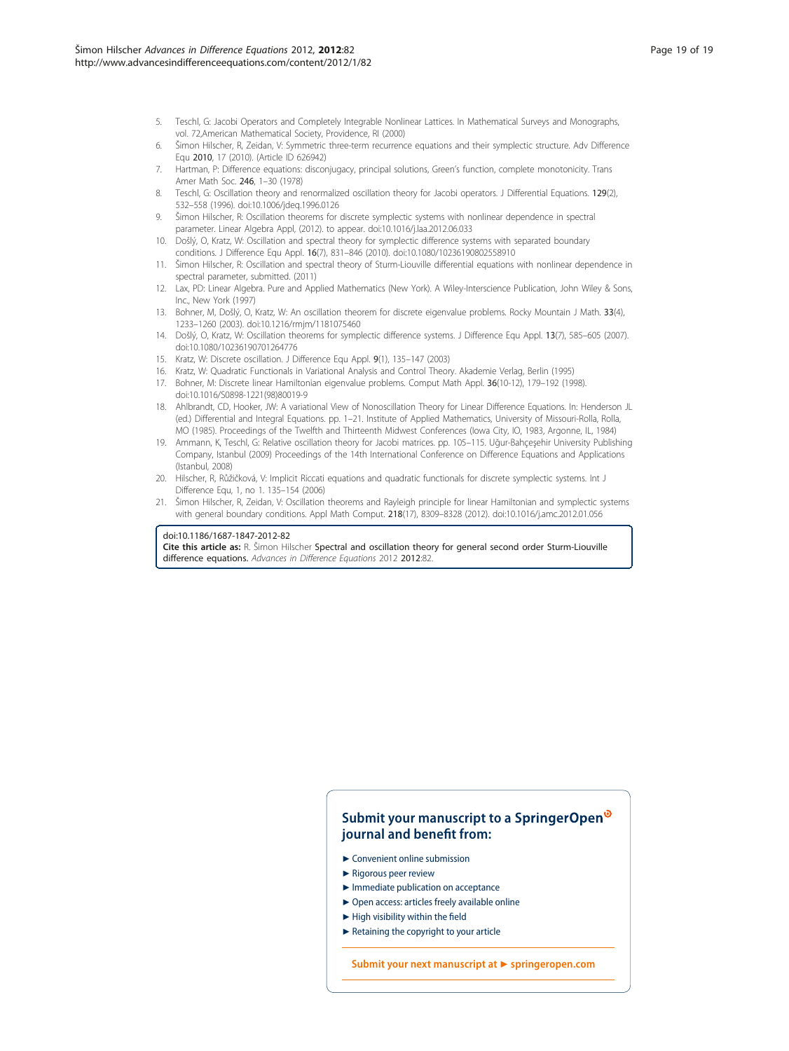5. Teschl, G: Jacobi Operators and Completely Integrable Nonlinear Lattices. In Mathematical Surveys and Monographs, vol. 72,American Mathematical Society, Providence, RI (2000)
6. Šimon Hilscher, R, Zeidan, V: Symmetric three-term recurrence equations and their symplectic structure. Adv Difference Equ **2010**, 17 (2010). (Article ID 626942)
7. Hartman, P: Difference equations: disconjugacy, principal solutions, Green's function, complete monotonicity. Trans Amer Math Soc. **246**, 1–30 (1978)
8. Teschl, G: Oscillation theory and renormalized oscillation theory for Jacobi operators. J Differential Equations. **129**(2), 532–558 (1996). doi:10.1006/jdeq.1996.0126
9. Šimon Hilscher, R: Oscillation theorems for discrete symplectic systems with nonlinear dependence in spectral parameter. Linear Algebra Appl, (2012). to appear. doi:10.1016/j.laa.2012.06.033
10. Došlý, O, Kratz, W: Oscillation and spectral theory for symplectic difference systems with separated boundary conditions. J Difference Equ Appl. **16**(7), 831–846 (2010). doi:10.1080/10236190802558910
11. Šimon Hilscher, R: Oscillation and spectral theory of Sturm-Liouville differential equations with nonlinear dependence in spectral parameter, submitted. (2011)
12. Lax, PD: Linear Algebra. Pure and Applied Mathematics (New York). A Wiley-Interscience Publication, John Wiley & Sons, Inc., New York (1997)
13. Bohner, M, Došlý, O, Kratz, W: An oscillation theorem for discrete eigenvalue problems. Rocky Mountain J Math. **33**(4), 1233–1260 (2003). doi:10.1216/rmjm/1181075460
14. Došlý, O, Kratz, W: Oscillation theorems for symplectic difference systems. J Difference Equ Appl. **13**(7), 585–605 (2007). doi:10.1080/10236190701264776
15. Kratz, W: Discrete oscillation. J Difference Equ Appl. **9**(1), 135–147 (2003)
16. Kratz, W: Quadratic Functionals in Variational Analysis and Control Theory. Akademie Verlag, Berlin (1995)
17. Bohner, M: Discrete linear Hamiltonian eigenvalue problems. Comput Math Appl. **36**(10-12), 179–192 (1998). doi:10.1016/S0898-1221(98)80019-9
18. Ahlbrandt, CD, Hooker, JW: A variational View of Nonoscillation Theory for Linear Difference Equations. In: Henderson JL (ed.) Differential and Integral Equations. pp. 1–21. Institute of Applied Mathematics, University of Missouri-Rolla, Rolla, MO (1985). Proceedings of the Twelfth and Thirteenth Midwest Conferences (Iowa City, IO, 1983, Argonne, IL, 1984)
19. Ammann, K, Teschl, G: Relative oscillation theory for Jacobi matrices. pp. 105–115. Uğur-Bahçeşehir University Publishing Company, Istanbul (2009) Proceedings of the 14th International Conference on Difference Equations and Applications (Istanbul, 2008)
20. Hilscher, R, Růžičková, V: Implicit Riccati equations and quadratic functionals for discrete symplectic systems. Int J Difference Equ, 1, no 1. 135–154 (2006)
21. Šimon Hilscher, R, Zeidan, V: Oscillation theorems and Rayleigh principle for linear Hamiltonian and symplectic systems with general boundary conditions. Appl Math Comput. **218**(17), 8309–8328 (2012). doi:10.1016/j.amc.2012.01.056

doi:10.1186/1687-1847-2012-82

**Cite this article as:** R. Šimon Hilscher Spectral and oscillation theory for general second order Sturm-Liouville difference equations. *Advances in Difference Equations* 2012 **2012**:82.

**Submit your manuscript to a SpringerOpen journal and benefit from:**

- ► Convenient online submission
- ► Rigorous peer review
- ► Immediate publication on acceptance
- ► Open access: articles freely available online
- ► High visibility within the field
- ► Retaining the copyright to your article

**Submit your next manuscript at ► springeropen.com**